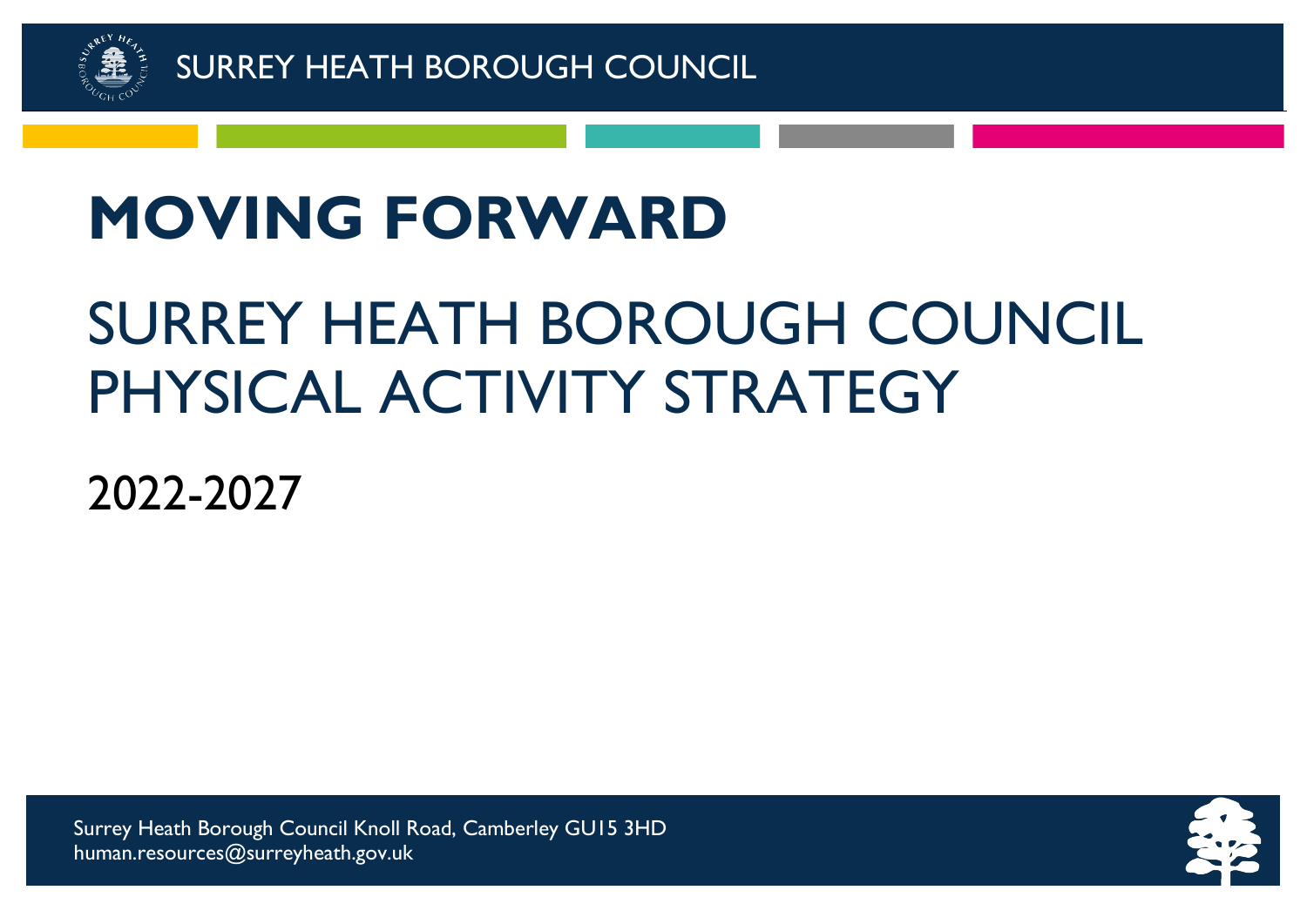SURREY HEATH BOROUGH COUNCIL

# MOVING FORWARD

## SURREY HEATH BOROUGH COUNCIL PHYSICAL ACTIVITY STRATEGY

2022-2027

Surrey Heath Borough Council Knoll Road, Camberley GU15 3HD
human.resources@surreyheath.gov.uk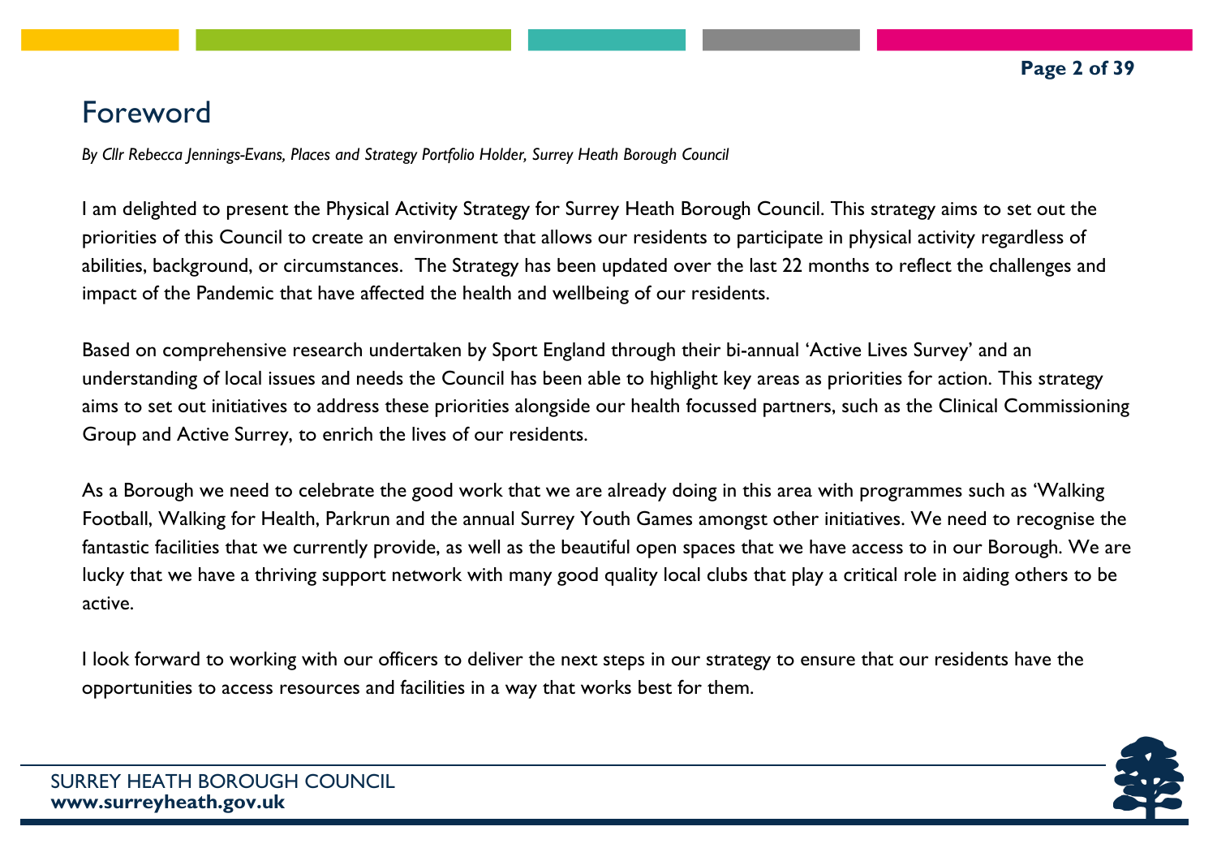# Foreword

*By Cllr Rebecca Jennings-Evans, Places and Strategy Portfolio Holder, Surrey Heath Borough Council*

I am delighted to present the Physical Activity Strategy for Surrey Heath Borough Council. This strategy aims to set out the priorities of this Council to create an environment that allows our residents to participate in physical activity regardless of abilities, background, or circumstances. The Strategy has been updated over the last 22 months to reflect the challenges and impact of the Pandemic that have affected the health and wellbeing of our residents.

Based on comprehensive research undertaken by Sport England through their bi-annual 'Active Lives Survey' and an understanding of local issues and needs the Council has been able to highlight key areas as priorities for action. This strategy aims to set out initiatives to address these priorities alongside our health focussed partners, such as the Clinical Commissioning Group and Active Surrey, to enrich the lives of our residents.

As a Borough we need to celebrate the good work that we are already doing in this area with programmes such as 'Walking Football, Walking for Health, Parkrun and the annual Surrey Youth Games amongst other initiatives. We need to recognise the fantastic facilities that we currently provide, as well as the beautiful open spaces that we have access to in our Borough. We are lucky that we have a thriving support network with many good quality local clubs that play a critical role in aiding others to be active.

I look forward to working with our officers to deliver the next steps in our strategy to ensure that our residents have the opportunities to access resources and facilities in a way that works best for them.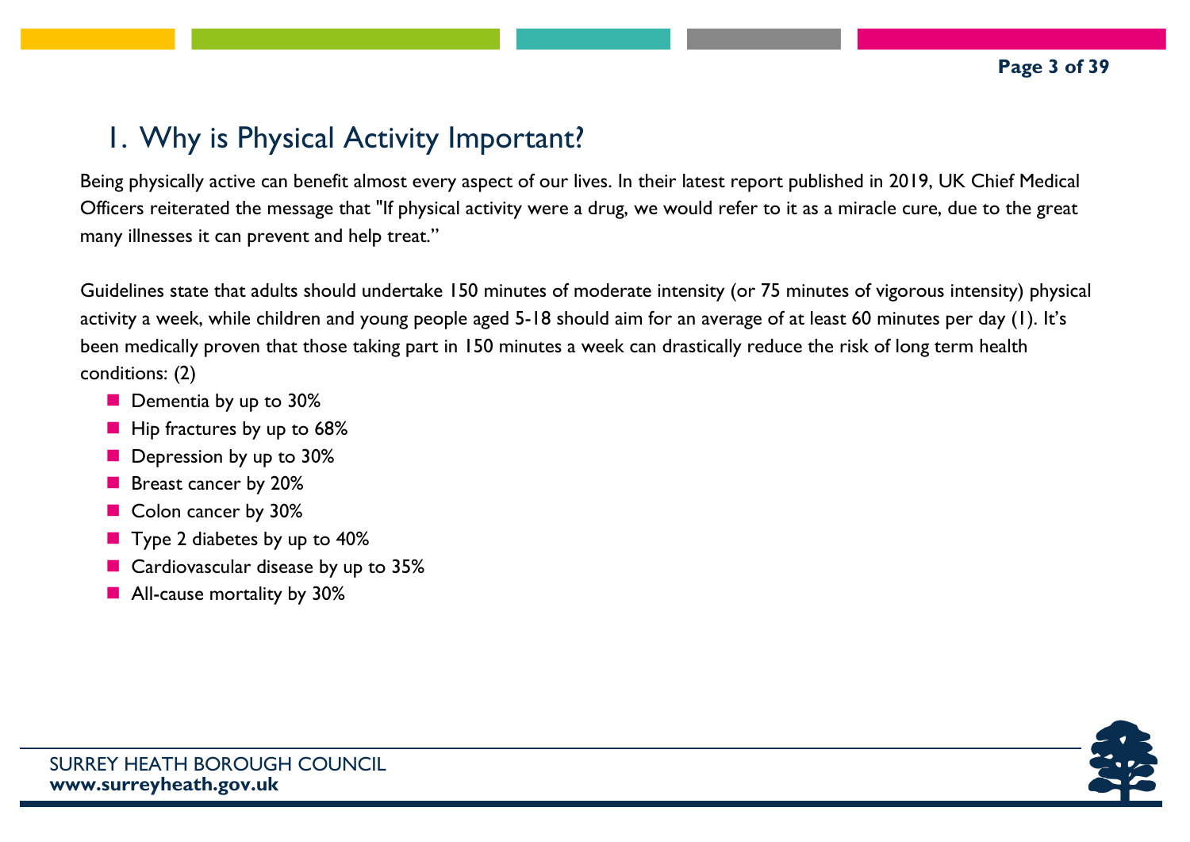## 1. Why is Physical Activity Important?

Being physically active can benefit almost every aspect of our lives. In their latest report published in 2019, UK Chief Medical Officers reiterated the message that "If physical activity were a drug, we would refer to it as a miracle cure, due to the great many illnesses it can prevent and help treat."

Guidelines state that adults should undertake 150 minutes of moderate intensity (or 75 minutes of vigorous intensity) physical activity a week, while children and young people aged 5-18 should aim for an average of at least 60 minutes per day (1). It's been medically proven that those taking part in 150 minutes a week can drastically reduce the risk of long term health conditions: (2)

- Dementia by up to 30%
- Hip fractures by up to 68%
- Depression by up to 30%
- Breast cancer by 20%
- Colon cancer by 30%
- Type 2 diabetes by up to 40%
- Cardiovascular disease by up to 35%
- All-cause mortality by 30%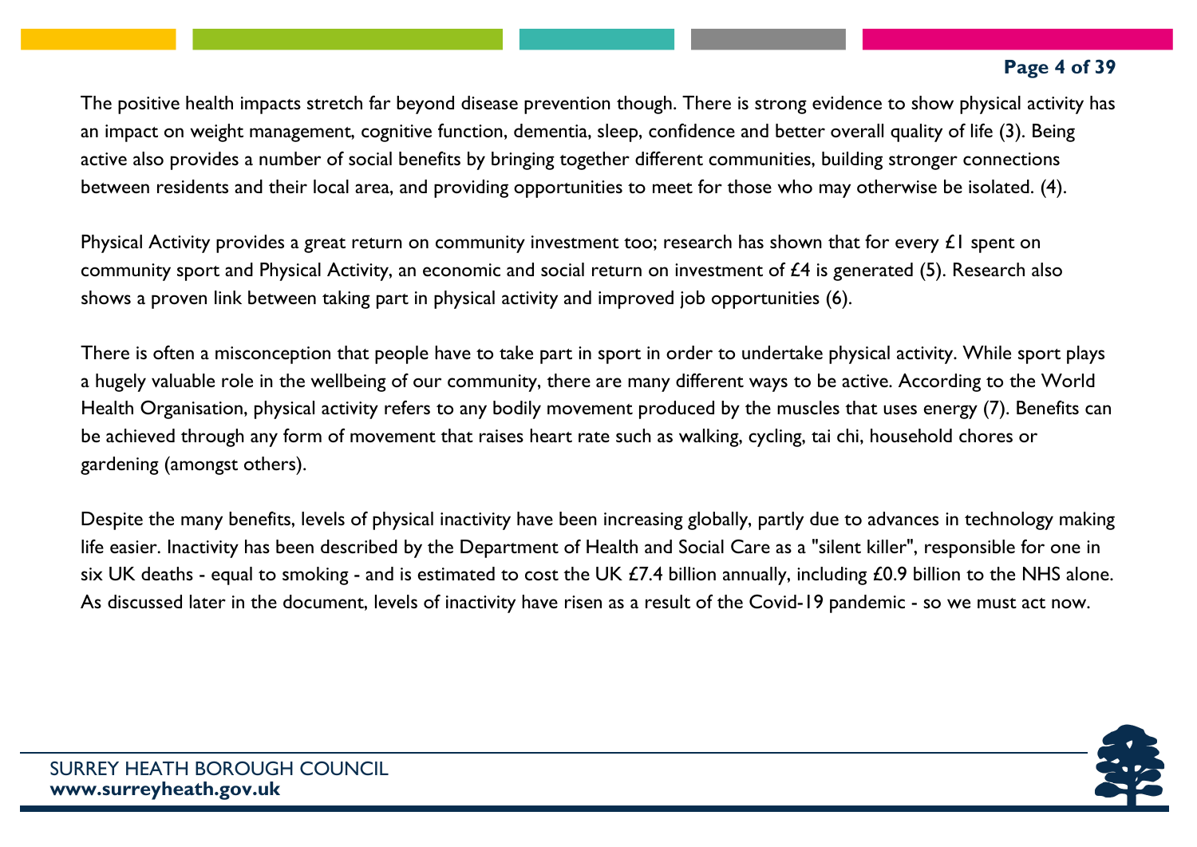The positive health impacts stretch far beyond disease prevention though. There is strong evidence to show physical activity has an impact on weight management, cognitive function, dementia, sleep, confidence and better overall quality of life (3). Being active also provides a number of social benefits by bringing together different communities, building stronger connections between residents and their local area, and providing opportunities to meet for those who may otherwise be isolated. (4).

Physical Activity provides a great return on community investment too; research has shown that for every £1 spent on community sport and Physical Activity, an economic and social return on investment of £4 is generated (5). Research also shows a proven link between taking part in physical activity and improved job opportunities (6).

There is often a misconception that people have to take part in sport in order to undertake physical activity. While sport plays a hugely valuable role in the wellbeing of our community, there are many different ways to be active. According to the World Health Organisation, physical activity refers to any bodily movement produced by the muscles that uses energy (7). Benefits can be achieved through any form of movement that raises heart rate such as walking, cycling, tai chi, household chores or gardening (amongst others).

Despite the many benefits, levels of physical inactivity have been increasing globally, partly due to advances in technology making life easier. Inactivity has been described by the Department of Health and Social Care as a "silent killer", responsible for one in six UK deaths - equal to smoking - and is estimated to cost the UK £7.4 billion annually, including £0.9 billion to the NHS alone. As discussed later in the document, levels of inactivity have risen as a result of the Covid-19 pandemic - so we must act now.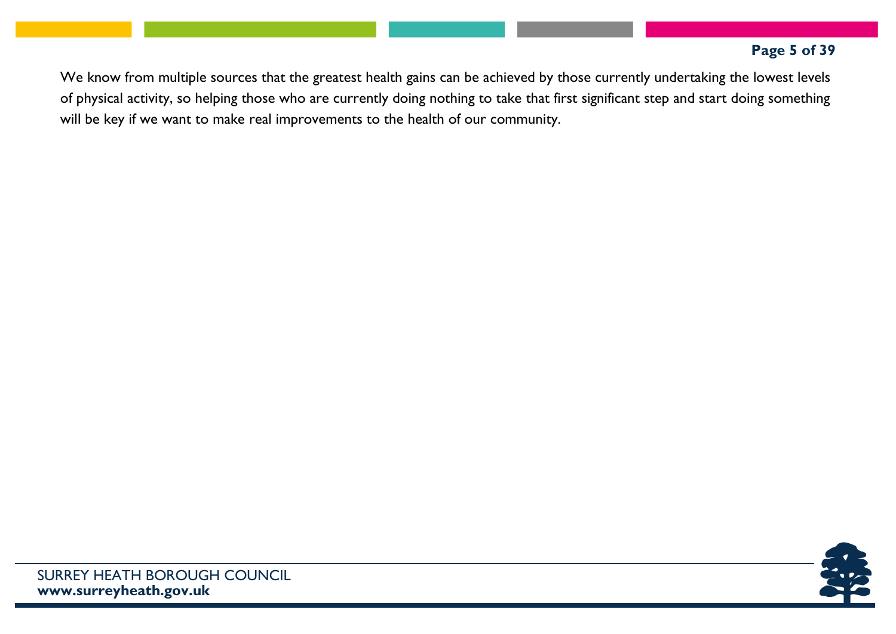We know from multiple sources that the greatest health gains can be achieved by those currently undertaking the lowest levels of physical activity, so helping those who are currently doing nothing to take that first significant step and start doing something will be key if we want to make real improvements to the health of our community.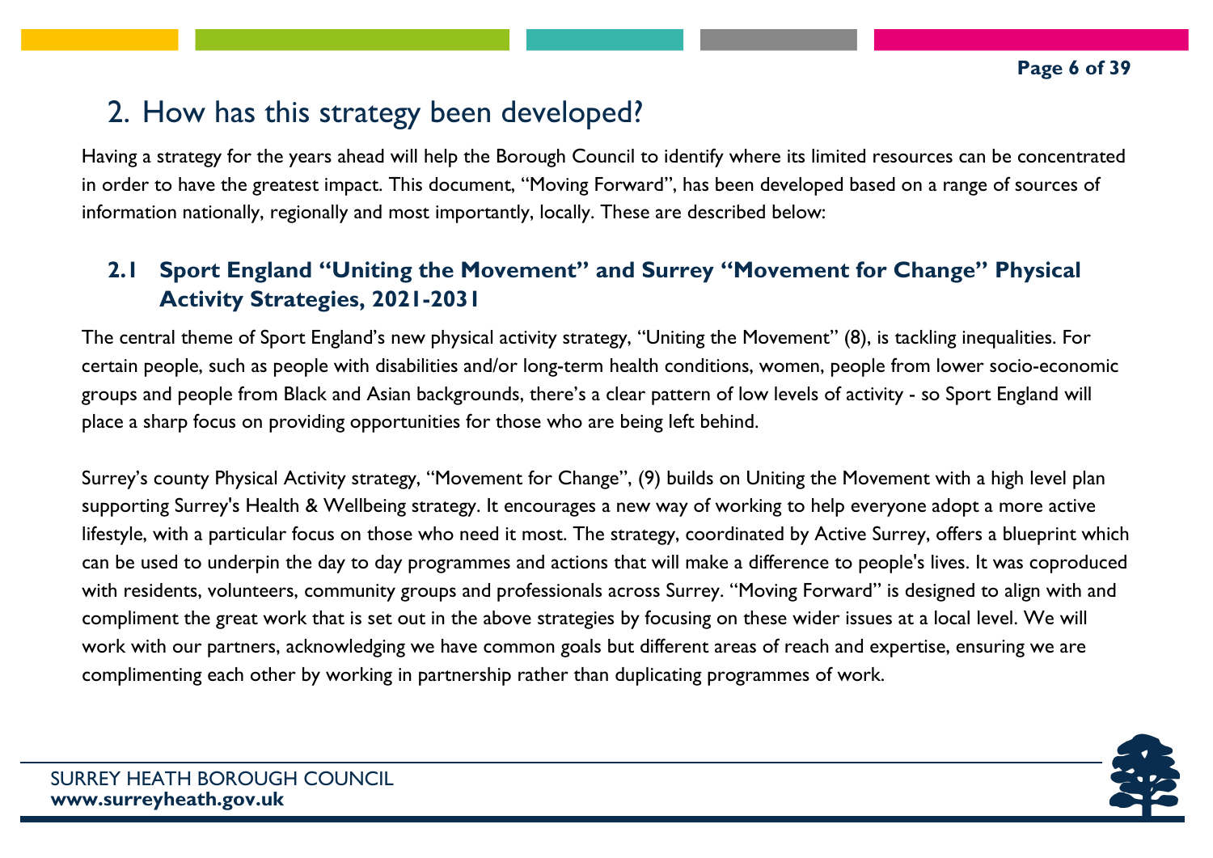## 2. How has this strategy been developed?

Having a strategy for the years ahead will help the Borough Council to identify where its limited resources can be concentrated in order to have the greatest impact. This document, "Moving Forward", has been developed based on a range of sources of information nationally, regionally and most importantly, locally. These are described below:

### 2.1 Sport England "Uniting the Movement" and Surrey "Movement for Change" Physical Activity Strategies, 2021-2031

The central theme of Sport England's new physical activity strategy, "Uniting the Movement" (8), is tackling inequalities. For certain people, such as people with disabilities and/or long-term health conditions, women, people from lower socio-economic groups and people from Black and Asian backgrounds, there's a clear pattern of low levels of activity - so Sport England will place a sharp focus on providing opportunities for those who are being left behind.

Surrey's county Physical Activity strategy, "Movement for Change", (9) builds on Uniting the Movement with a high level plan supporting Surrey's Health & Wellbeing strategy. It encourages a new way of working to help everyone adopt a more active lifestyle, with a particular focus on those who need it most. The strategy, coordinated by Active Surrey, offers a blueprint which can be used to underpin the day to day programmes and actions that will make a difference to people's lives. It was coproduced with residents, volunteers, community groups and professionals across Surrey. "Moving Forward" is designed to align with and compliment the great work that is set out in the above strategies by focusing on these wider issues at a local level. We will work with our partners, acknowledging we have common goals but different areas of reach and expertise, ensuring we are complimenting each other by working in partnership rather than duplicating programmes of work.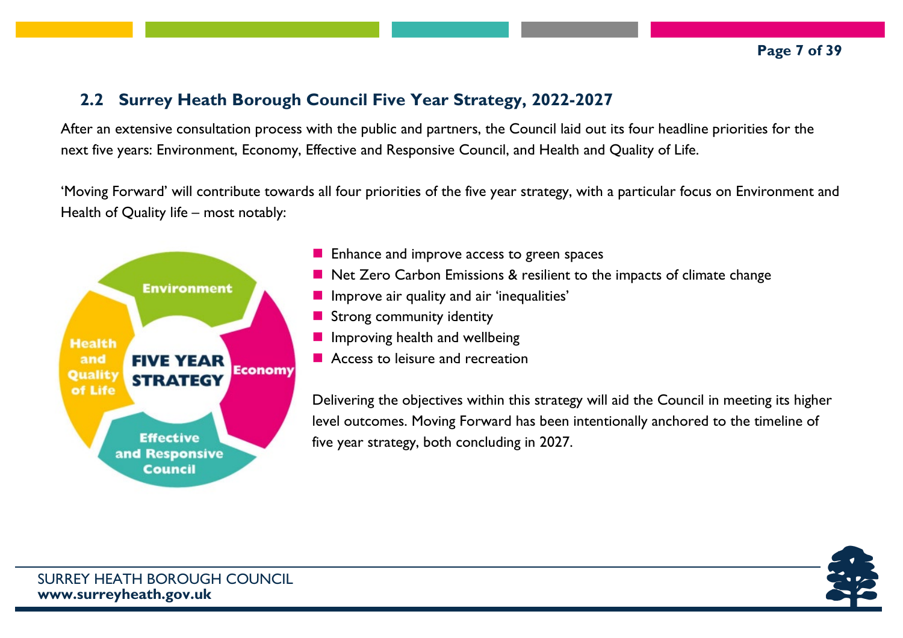## 2.2 Surrey Heath Borough Council Five Year Strategy, 2022-2027

After an extensive consultation process with the public and partners, the Council laid out its four headline priorities for the next five years: Environment, Economy, Effective and Responsive Council, and Health and Quality of Life.

'Moving Forward' will contribute towards all four priorities of the five year strategy, with a particular focus on Environment and Health of Quality life – most notably:

- Enhance and improve access to green spaces
- Net Zero Carbon Emissions & resilient to the impacts of climate change
- Improve air quality and air 'inequalities'
- Strong community identity
- Improving health and wellbeing
- Access to leisure and recreation

Delivering the objectives within this strategy will aid the Council in meeting its higher level outcomes. Moving Forward has been intentionally anchored to the timeline of five year strategy, both concluding in 2027.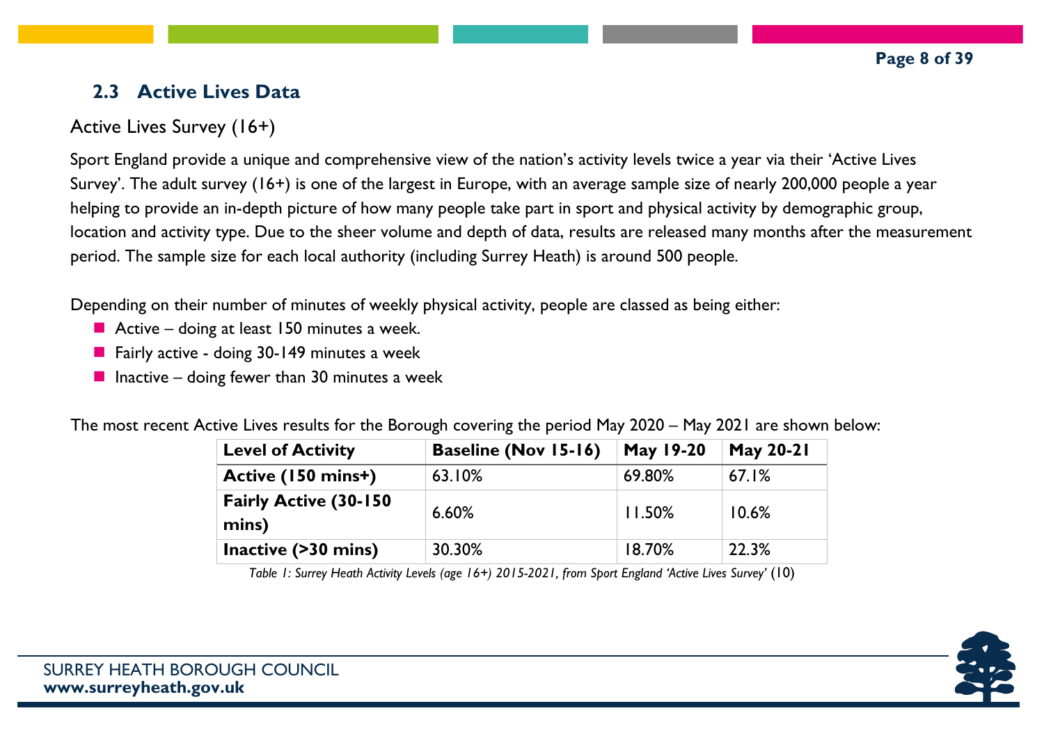## 2.3 Active Lives Data

Active Lives Survey (16+)

Sport England provide a unique and comprehensive view of the nation's activity levels twice a year via their 'Active Lives Survey'. The adult survey (16+) is one of the largest in Europe, with an average sample size of nearly 200,000 people a year helping to provide an in-depth picture of how many people take part in sport and physical activity by demographic group, location and activity type. Due to the sheer volume and depth of data, results are released many months after the measurement period. The sample size for each local authority (including Surrey Heath) is around 500 people.

Depending on their number of minutes of weekly physical activity, people are classed as being either:

- Active – doing at least 150 minutes a week.
- Fairly active - doing 30-149 minutes a week
- Inactive – doing fewer than 30 minutes a week

The most recent Active Lives results for the Borough covering the period May 2020 – May 2021 are shown below:

| Level of Activity | Baseline (Nov 15-16) | May 19-20 | May 20-21 |
|---|---|---|---|
| **Active (150 mins+)** | 63.10% | 69.80% | 67.1% |
| **Fairly Active (30-150 mins)** | 6.60% | 11.50% | 10.6% |
| **Inactive (>30 mins)** | 30.30% | 18.70% | 22.3% |

*Table 1: Surrey Heath Activity Levels (age 16+) 2015-2021, from Sport England 'Active Lives Survey'* (10)

SURREY HEATH BOROUGH COUNCIL
**www.surreyheath.gov.uk**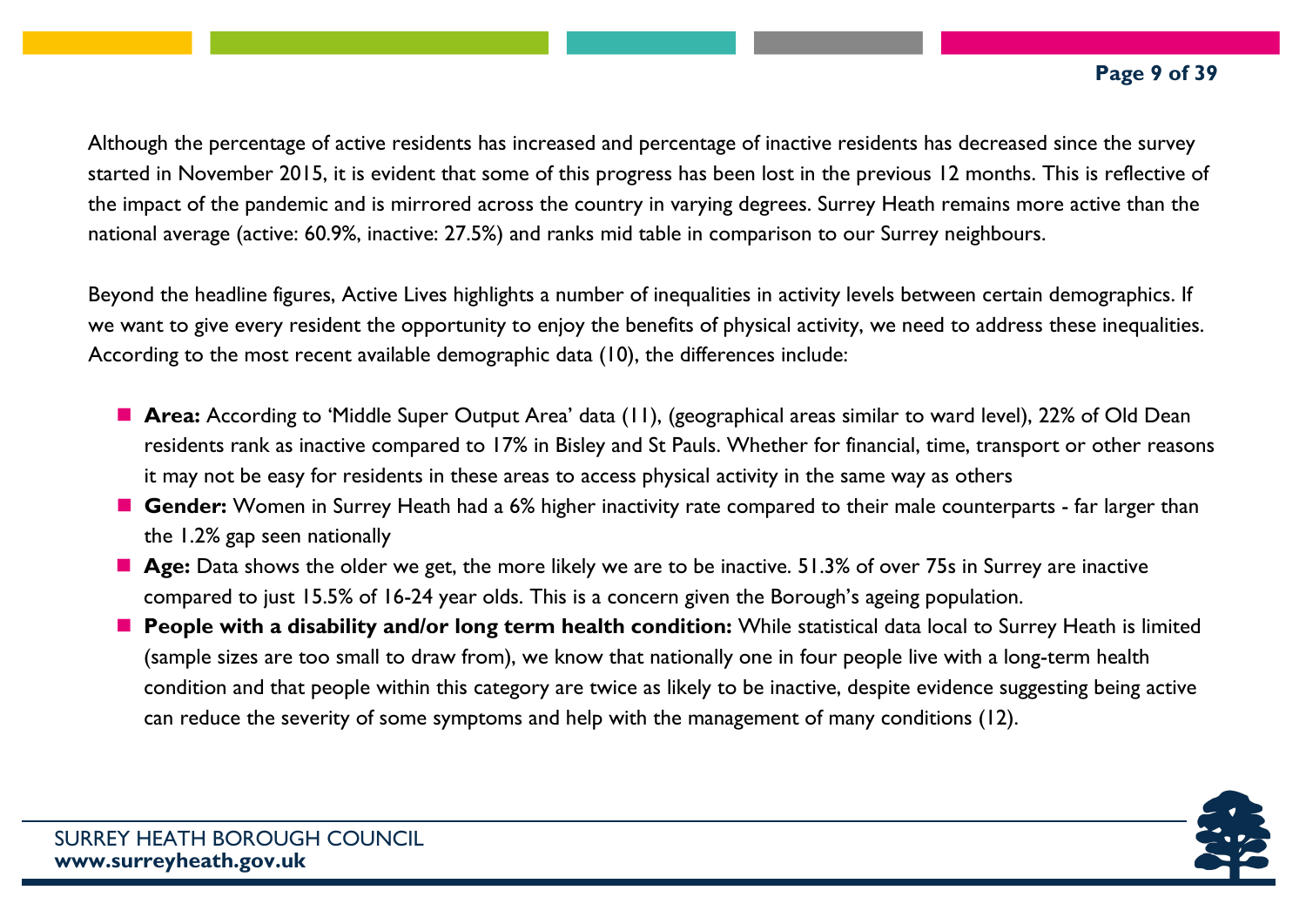Although the percentage of active residents has increased and percentage of inactive residents has decreased since the survey started in November 2015, it is evident that some of this progress has been lost in the previous 12 months. This is reflective of the impact of the pandemic and is mirrored across the country in varying degrees. Surrey Heath remains more active than the national average (active: 60.9%, inactive: 27.5%) and ranks mid table in comparison to our Surrey neighbours.

Beyond the headline figures, Active Lives highlights a number of inequalities in activity levels between certain demographics. If we want to give every resident the opportunity to enjoy the benefits of physical activity, we need to address these inequalities. According to the most recent available demographic data (10), the differences include:

- **Area:** According to 'Middle Super Output Area' data (11), (geographical areas similar to ward level), 22% of Old Dean residents rank as inactive compared to 17% in Bisley and St Pauls. Whether for financial, time, transport or other reasons it may not be easy for residents in these areas to access physical activity in the same way as others
- **Gender:** Women in Surrey Heath had a 6% higher inactivity rate compared to their male counterparts - far larger than the 1.2% gap seen nationally
- **Age:** Data shows the older we get, the more likely we are to be inactive. 51.3% of over 75s in Surrey are inactive compared to just 15.5% of 16-24 year olds. This is a concern given the Borough's ageing population.
- **People with a disability and/or long term health condition:** While statistical data local to Surrey Heath is limited (sample sizes are too small to draw from), we know that nationally one in four people live with a long-term health condition and that people within this category are twice as likely to be inactive, despite evidence suggesting being active can reduce the severity of some symptoms and help with the management of many conditions (12).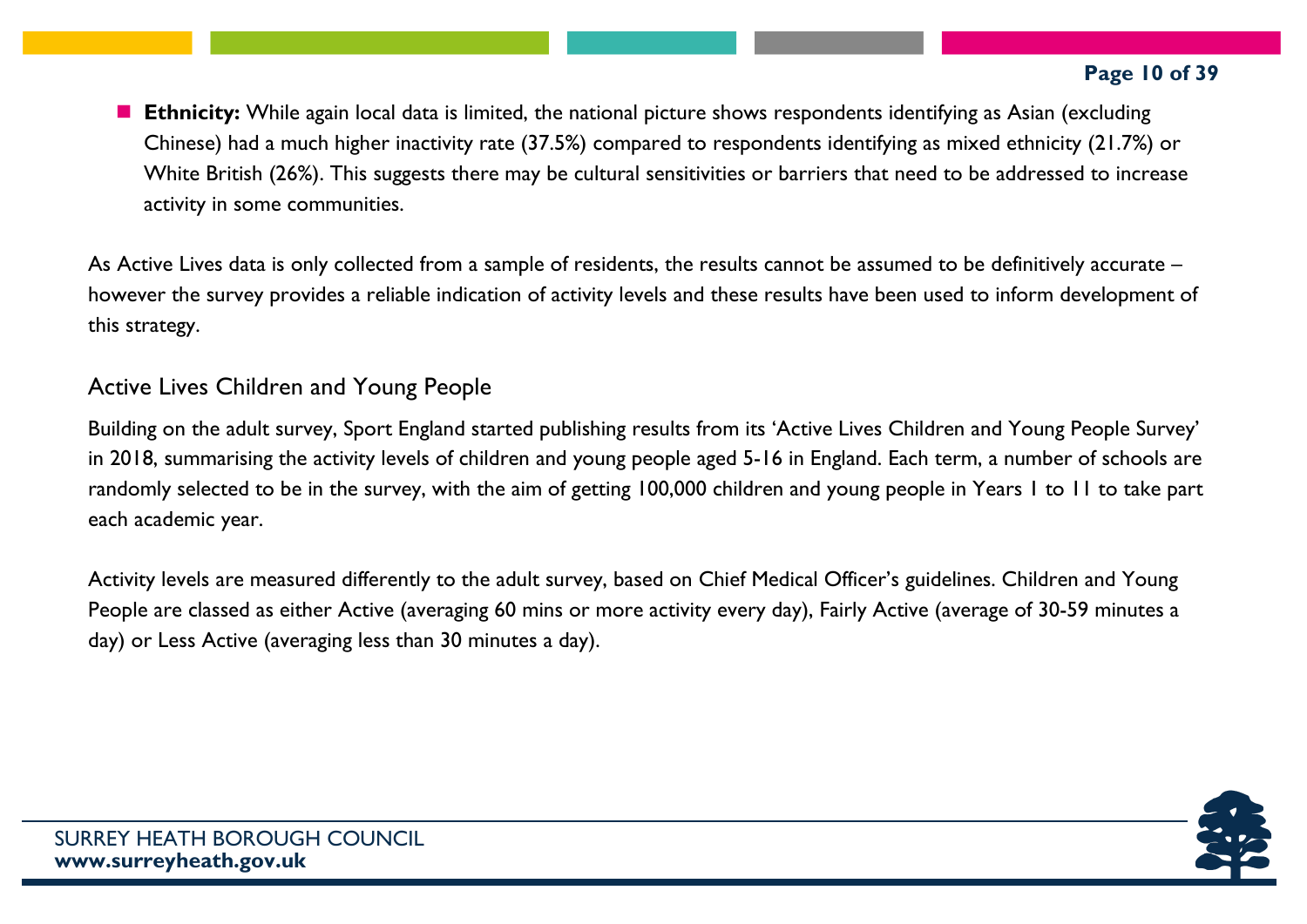- **Ethnicity:** While again local data is limited, the national picture shows respondents identifying as Asian (excluding Chinese) had a much higher inactivity rate (37.5%) compared to respondents identifying as mixed ethnicity (21.7%) or White British (26%). This suggests there may be cultural sensitivities or barriers that need to be addressed to increase activity in some communities.

As Active Lives data is only collected from a sample of residents, the results cannot be assumed to be definitively accurate – however the survey provides a reliable indication of activity levels and these results have been used to inform development of this strategy.

## Active Lives Children and Young People

Building on the adult survey, Sport England started publishing results from its 'Active Lives Children and Young People Survey' in 2018, summarising the activity levels of children and young people aged 5-16 in England. Each term, a number of schools are randomly selected to be in the survey, with the aim of getting 100,000 children and young people in Years 1 to 11 to take part each academic year.

Activity levels are measured differently to the adult survey, based on Chief Medical Officer's guidelines. Children and Young People are classed as either Active (averaging 60 mins or more activity every day), Fairly Active (average of 30-59 minutes a day) or Less Active (averaging less than 30 minutes a day).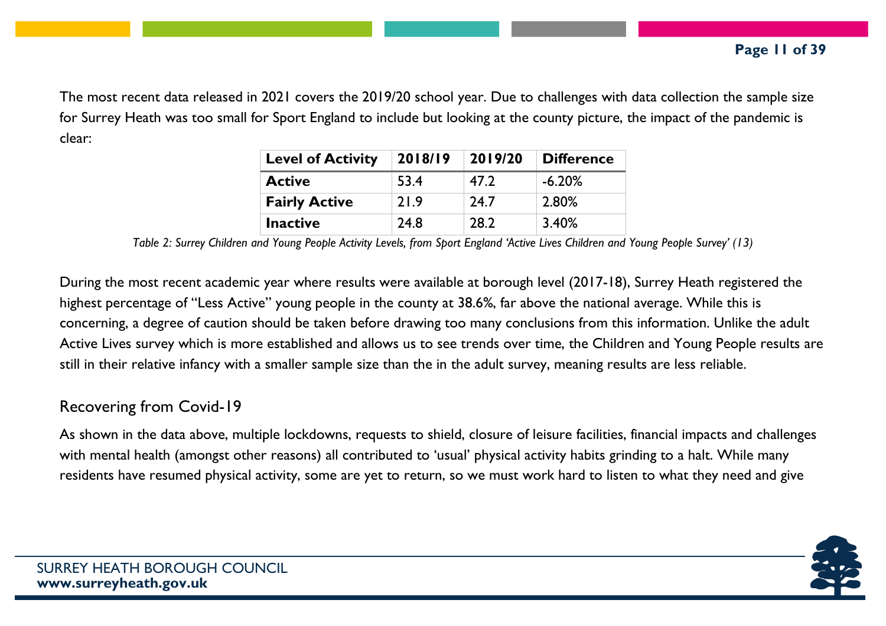The most recent data released in 2021 covers the 2019/20 school year. Due to challenges with data collection the sample size for Surrey Heath was too small for Sport England to include but looking at the county picture, the impact of the pandemic is clear:

| Level of Activity | 2018/19 | 2019/20 | Difference |
|---|---|---|---|
| **Active** | 53.4 | 47.2 | -6.20% |
| **Fairly Active** | 21.9 | 24.7 | 2.80% |
| **Inactive** | 24.8 | 28.2 | 3.40% |

*Table 2: Surrey Children and Young People Activity Levels, from Sport England 'Active Lives Children and Young People Survey' (13)*

During the most recent academic year where results were available at borough level (2017-18), Surrey Heath registered the highest percentage of "Less Active" young people in the county at 38.6%, far above the national average. While this is concerning, a degree of caution should be taken before drawing too many conclusions from this information. Unlike the adult Active Lives survey which is more established and allows us to see trends over time, the Children and Young People results are still in their relative infancy with a smaller sample size than the in the adult survey, meaning results are less reliable.

## Recovering from Covid-19

As shown in the data above, multiple lockdowns, requests to shield, closure of leisure facilities, financial impacts and challenges with mental health (amongst other reasons) all contributed to 'usual' physical activity habits grinding to a halt. While many residents have resumed physical activity, some are yet to return, so we must work hard to listen to what they need and give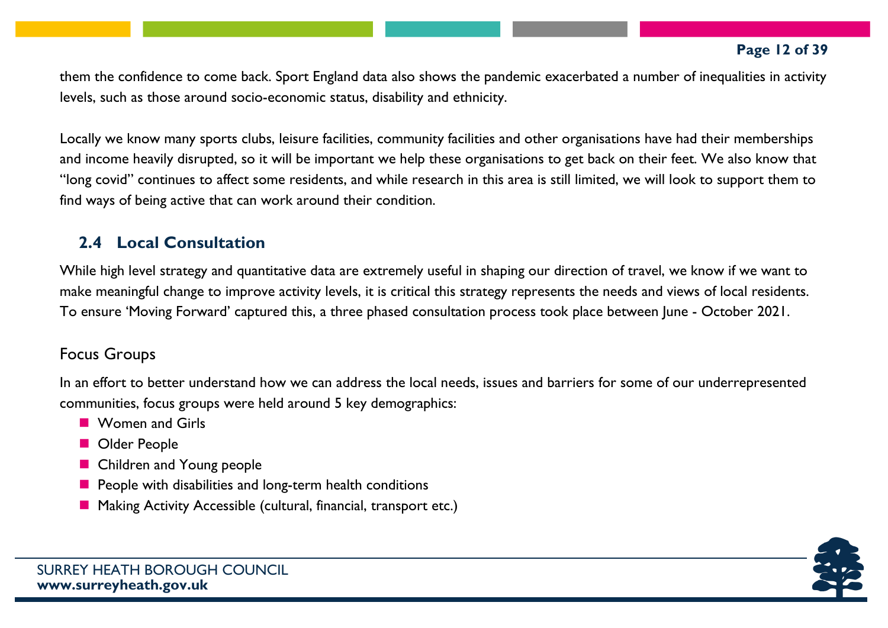them the confidence to come back. Sport England data also shows the pandemic exacerbated a number of inequalities in activity levels, such as those around socio-economic status, disability and ethnicity.

Locally we know many sports clubs, leisure facilities, community facilities and other organisations have had their memberships and income heavily disrupted, so it will be important we help these organisations to get back on their feet. We also know that "long covid" continues to affect some residents, and while research in this area is still limited, we will look to support them to find ways of being active that can work around their condition.

## 2.4 Local Consultation

While high level strategy and quantitative data are extremely useful in shaping our direction of travel, we know if we want to make meaningful change to improve activity levels, it is critical this strategy represents the needs and views of local residents. To ensure 'Moving Forward' captured this, a three phased consultation process took place between June - October 2021.

### Focus Groups

In an effort to better understand how we can address the local needs, issues and barriers for some of our underrepresented communities, focus groups were held around 5 key demographics:

- Women and Girls
- Older People
- Children and Young people
- People with disabilities and long-term health conditions
- Making Activity Accessible (cultural, financial, transport etc.)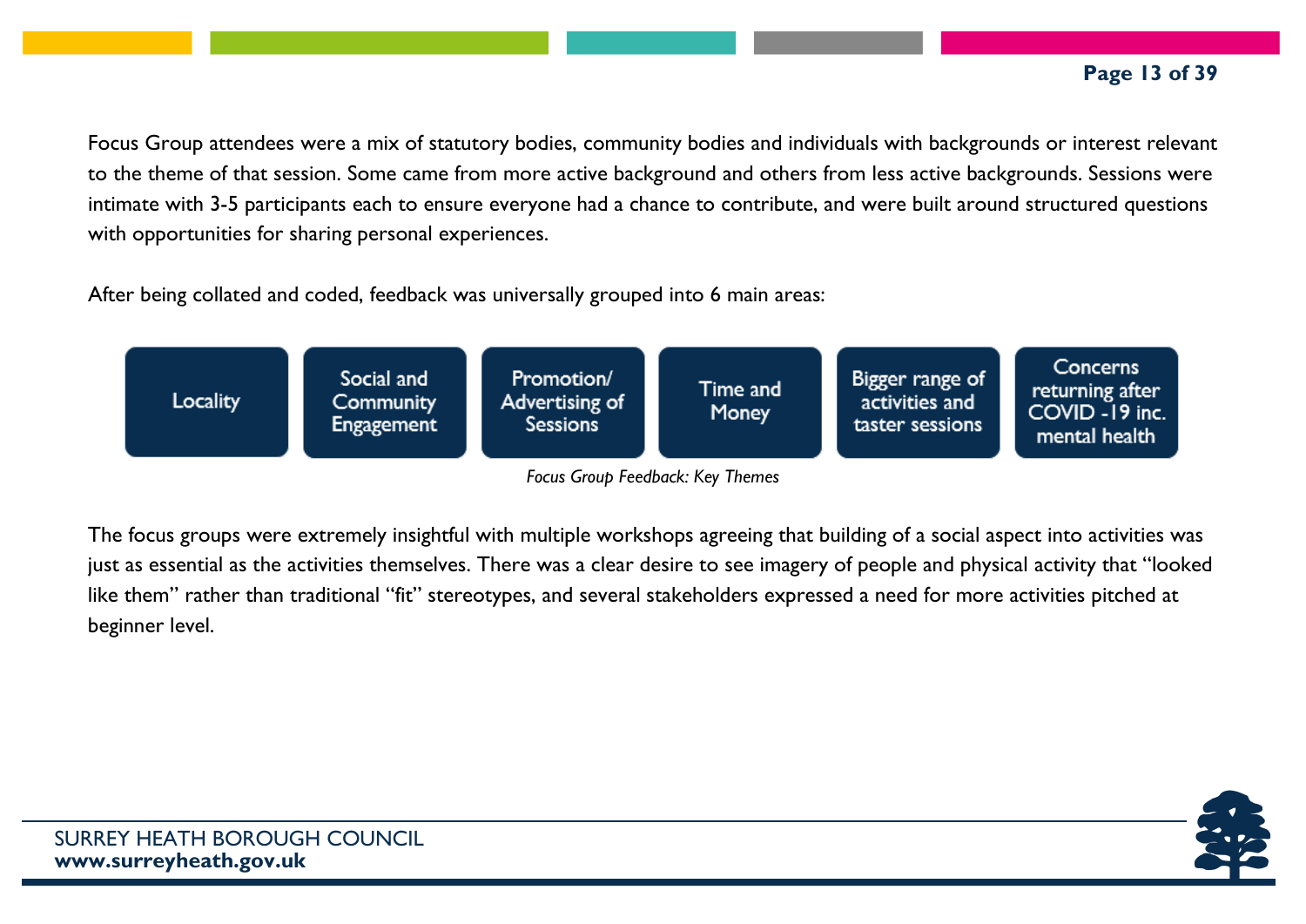Focus Group attendees were a mix of statutory bodies, community bodies and individuals with backgrounds or interest relevant to the theme of that session. Some came from more active background and others from less active backgrounds. Sessions were intimate with 3-5 participants each to ensure everyone had a chance to contribute, and were built around structured questions with opportunities for sharing personal experiences.

After being collated and coded, feedback was universally grouped into 6 main areas:

| Locality | Social and Community Engagement | Promotion/ Advertising of Sessions | Time and Money | Bigger range of activities and taster sessions | Concerns returning after COVID -19 inc. mental health |
|---|---|---|---|---|---|

*Focus Group Feedback: Key Themes*

The focus groups were extremely insightful with multiple workshops agreeing that building of a social aspect into activities was just as essential as the activities themselves. There was a clear desire to see imagery of people and physical activity that "looked like them" rather than traditional "fit" stereotypes, and several stakeholders expressed a need for more activities pitched at beginner level.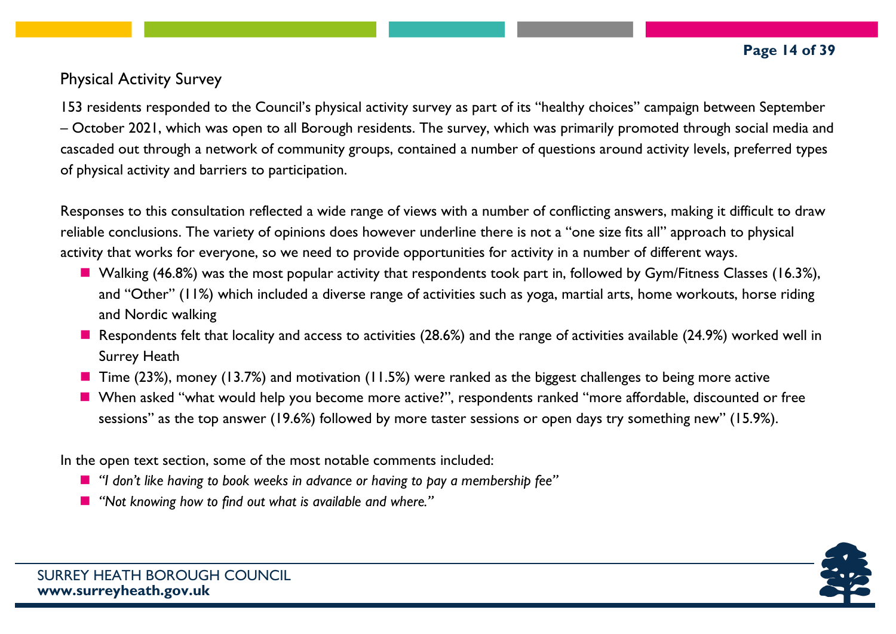## Physical Activity Survey

153 residents responded to the Council's physical activity survey as part of its "healthy choices" campaign between September – October 2021, which was open to all Borough residents. The survey, which was primarily promoted through social media and cascaded out through a network of community groups, contained a number of questions around activity levels, preferred types of physical activity and barriers to participation.

Responses to this consultation reflected a wide range of views with a number of conflicting answers, making it difficult to draw reliable conclusions. The variety of opinions does however underline there is not a "one size fits all" approach to physical activity that works for everyone, so we need to provide opportunities for activity in a number of different ways.

- Walking (46.8%) was the most popular activity that respondents took part in, followed by Gym/Fitness Classes (16.3%), and "Other" (11%) which included a diverse range of activities such as yoga, martial arts, home workouts, horse riding and Nordic walking
- Respondents felt that locality and access to activities (28.6%) and the range of activities available (24.9%) worked well in Surrey Heath
- Time (23%), money (13.7%) and motivation (11.5%) were ranked as the biggest challenges to being more active
- When asked "what would help you become more active?", respondents ranked "more affordable, discounted or free sessions" as the top answer (19.6%) followed by more taster sessions or open days try something new" (15.9%).

In the open text section, some of the most notable comments included:

- *"I don't like having to book weeks in advance or having to pay a membership fee"*
- *"Not knowing how to find out what is available and where."*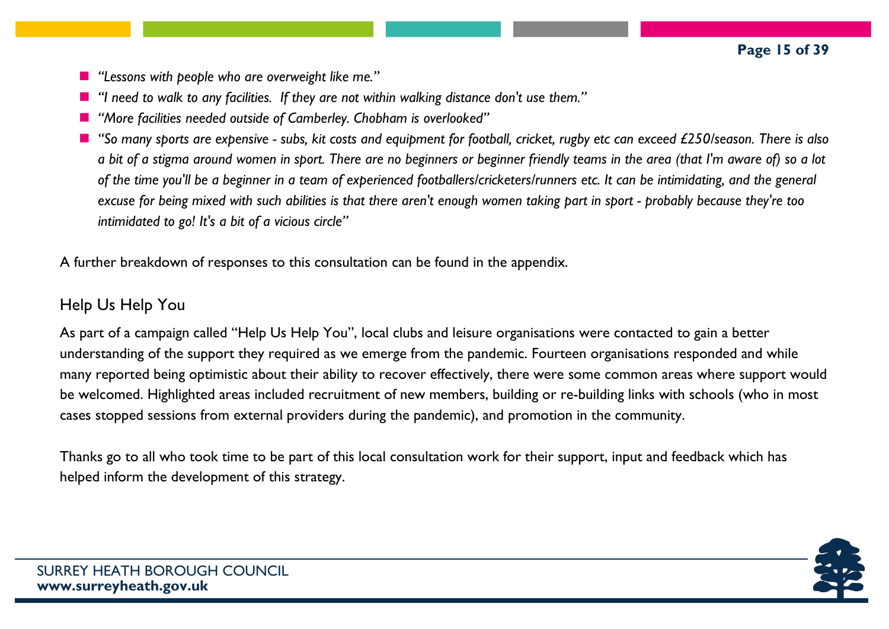- *"Lessons with people who are overweight like me."*
- *"I need to walk to any facilities. If they are not within walking distance don't use them."*
- *"More facilities needed outside of Camberley. Chobham is overlooked"*
- *"So many sports are expensive - subs, kit costs and equipment for football, cricket, rugby etc can exceed £250/season. There is also a bit of a stigma around women in sport. There are no beginners or beginner friendly teams in the area (that I'm aware of) so a lot of the time you'll be a beginner in a team of experienced footballers/cricketers/runners etc. It can be intimidating, and the general excuse for being mixed with such abilities is that there aren't enough women taking part in sport - probably because they're too intimidated to go! It's a bit of a vicious circle"*

A further breakdown of responses to this consultation can be found in the appendix.

## Help Us Help You

As part of a campaign called "Help Us Help You", local clubs and leisure organisations were contacted to gain a better understanding of the support they required as we emerge from the pandemic. Fourteen organisations responded and while many reported being optimistic about their ability to recover effectively, there were some common areas where support would be welcomed. Highlighted areas included recruitment of new members, building or re-building links with schools (who in most cases stopped sessions from external providers during the pandemic), and promotion in the community.

Thanks go to all who took time to be part of this local consultation work for their support, input and feedback which has helped inform the development of this strategy.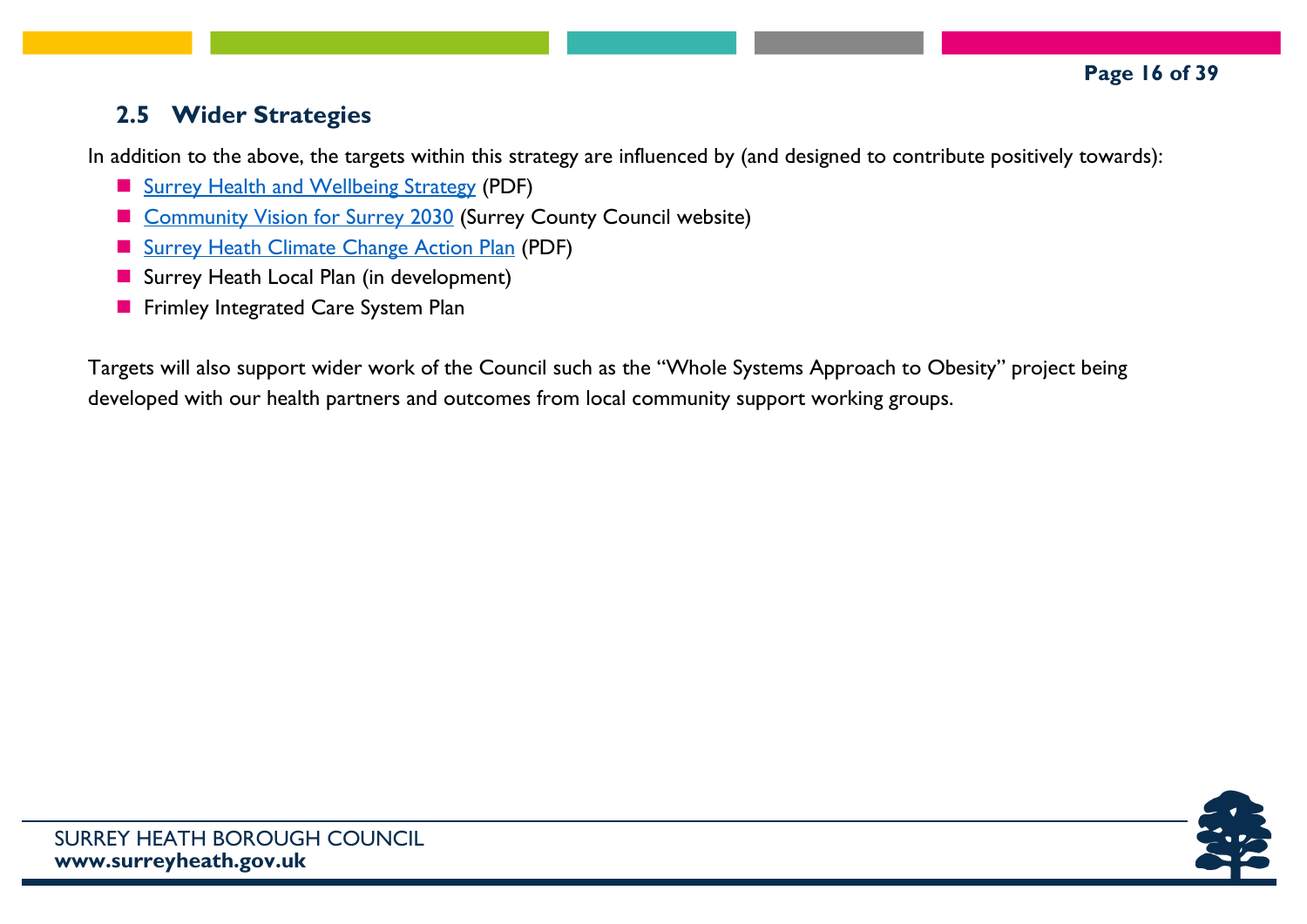## 2.5 Wider Strategies

In addition to the above, the targets within this strategy are influenced by (and designed to contribute positively towards):

- Surrey Health and Wellbeing Strategy (PDF)
- Community Vision for Surrey 2030 (Surrey County Council website)
- Surrey Heath Climate Change Action Plan (PDF)
- Surrey Heath Local Plan (in development)
- Frimley Integrated Care System Plan

Targets will also support wider work of the Council such as the "Whole Systems Approach to Obesity" project being developed with our health partners and outcomes from local community support working groups.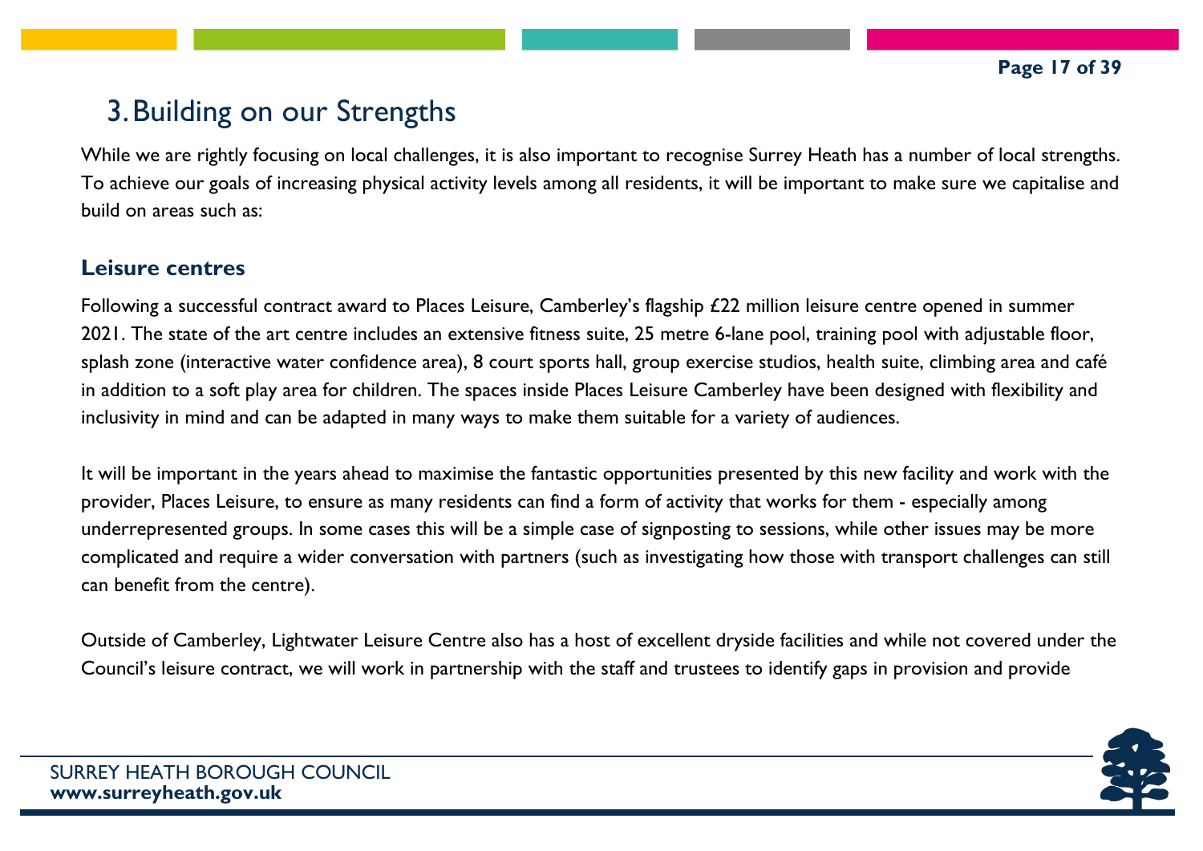# 3. Building on our Strengths

While we are rightly focusing on local challenges, it is also important to recognise Surrey Heath has a number of local strengths. To achieve our goals of increasing physical activity levels among all residents, it will be important to make sure we capitalise and build on areas such as:

## Leisure centres

Following a successful contract award to Places Leisure, Camberley's flagship £22 million leisure centre opened in summer 2021. The state of the art centre includes an extensive fitness suite, 25 metre 6-lane pool, training pool with adjustable floor, splash zone (interactive water confidence area), 8 court sports hall, group exercise studios, health suite, climbing area and café in addition to a soft play area for children. The spaces inside Places Leisure Camberley have been designed with flexibility and inclusivity in mind and can be adapted in many ways to make them suitable for a variety of audiences.

It will be important in the years ahead to maximise the fantastic opportunities presented by this new facility and work with the provider, Places Leisure, to ensure as many residents can find a form of activity that works for them - especially among underrepresented groups. In some cases this will be a simple case of signposting to sessions, while other issues may be more complicated and require a wider conversation with partners (such as investigating how those with transport challenges can still can benefit from the centre).

Outside of Camberley, Lightwater Leisure Centre also has a host of excellent dryside facilities and while not covered under the Council's leisure contract, we will work in partnership with the staff and trustees to identify gaps in provision and provide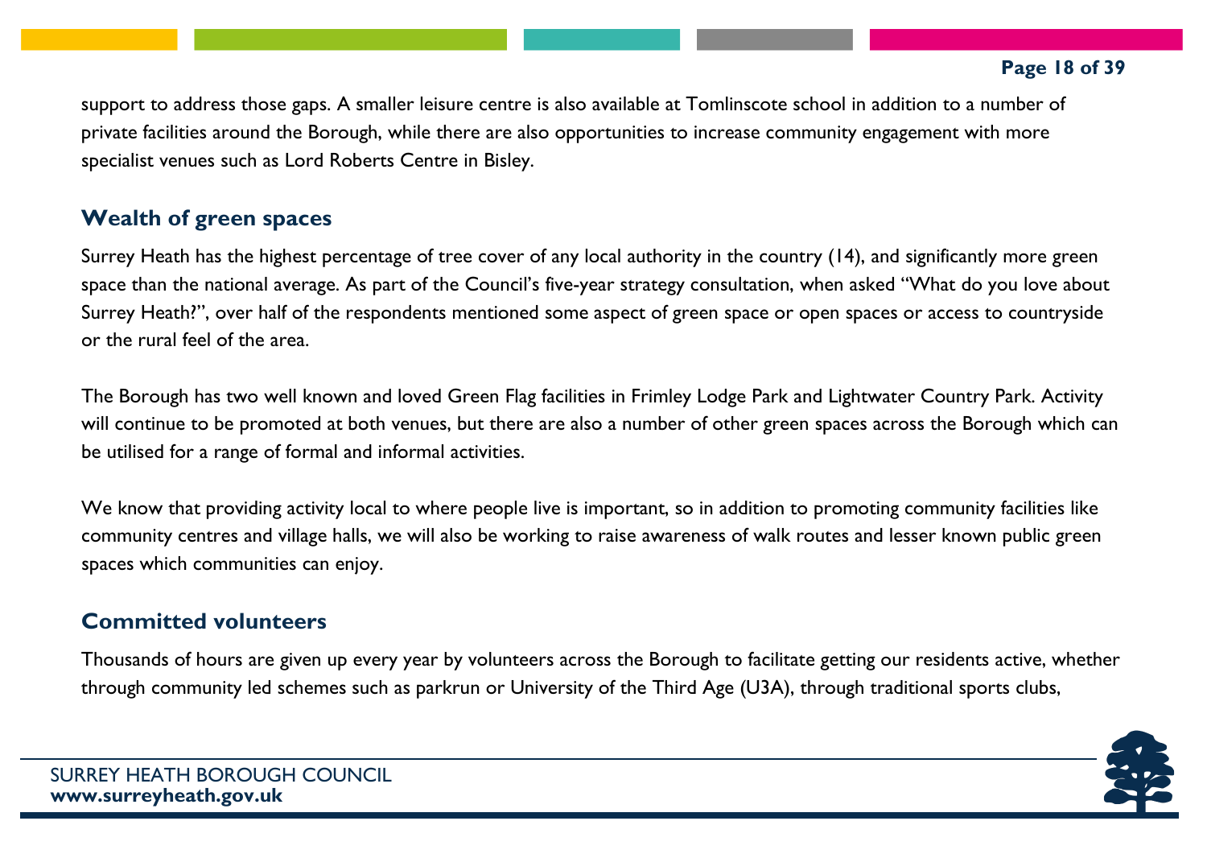support to address those gaps. A smaller leisure centre is also available at Tomlinscote school in addition to a number of private facilities around the Borough, while there are also opportunities to increase community engagement with more specialist venues such as Lord Roberts Centre in Bisley.

## Wealth of green spaces

Surrey Heath has the highest percentage of tree cover of any local authority in the country (14), and significantly more green space than the national average. As part of the Council's five-year strategy consultation, when asked "What do you love about Surrey Heath?", over half of the respondents mentioned some aspect of green space or open spaces or access to countryside or the rural feel of the area.

The Borough has two well known and loved Green Flag facilities in Frimley Lodge Park and Lightwater Country Park. Activity will continue to be promoted at both venues, but there are also a number of other green spaces across the Borough which can be utilised for a range of formal and informal activities.

We know that providing activity local to where people live is important, so in addition to promoting community facilities like community centres and village halls, we will also be working to raise awareness of walk routes and lesser known public green spaces which communities can enjoy.

## Committed volunteers

Thousands of hours are given up every year by volunteers across the Borough to facilitate getting our residents active, whether through community led schemes such as parkrun or University of the Third Age (U3A), through traditional sports clubs,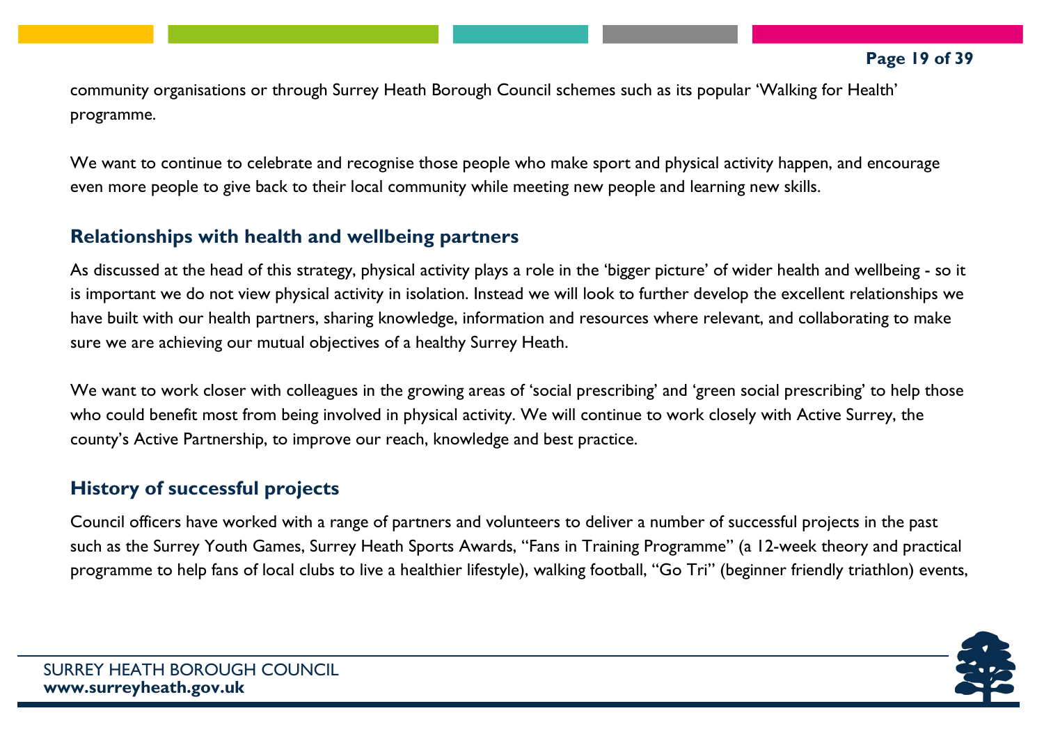community organisations or through Surrey Heath Borough Council schemes such as its popular 'Walking for Health' programme.

We want to continue to celebrate and recognise those people who make sport and physical activity happen, and encourage even more people to give back to their local community while meeting new people and learning new skills.

## Relationships with health and wellbeing partners

As discussed at the head of this strategy, physical activity plays a role in the 'bigger picture' of wider health and wellbeing - so it is important we do not view physical activity in isolation. Instead we will look to further develop the excellent relationships we have built with our health partners, sharing knowledge, information and resources where relevant, and collaborating to make sure we are achieving our mutual objectives of a healthy Surrey Heath.

We want to work closer with colleagues in the growing areas of 'social prescribing' and 'green social prescribing' to help those who could benefit most from being involved in physical activity. We will continue to work closely with Active Surrey, the county's Active Partnership, to improve our reach, knowledge and best practice.

## History of successful projects

Council officers have worked with a range of partners and volunteers to deliver a number of successful projects in the past such as the Surrey Youth Games, Surrey Heath Sports Awards, "Fans in Training Programme" (a 12-week theory and practical programme to help fans of local clubs to live a healthier lifestyle), walking football, "Go Tri" (beginner friendly triathlon) events,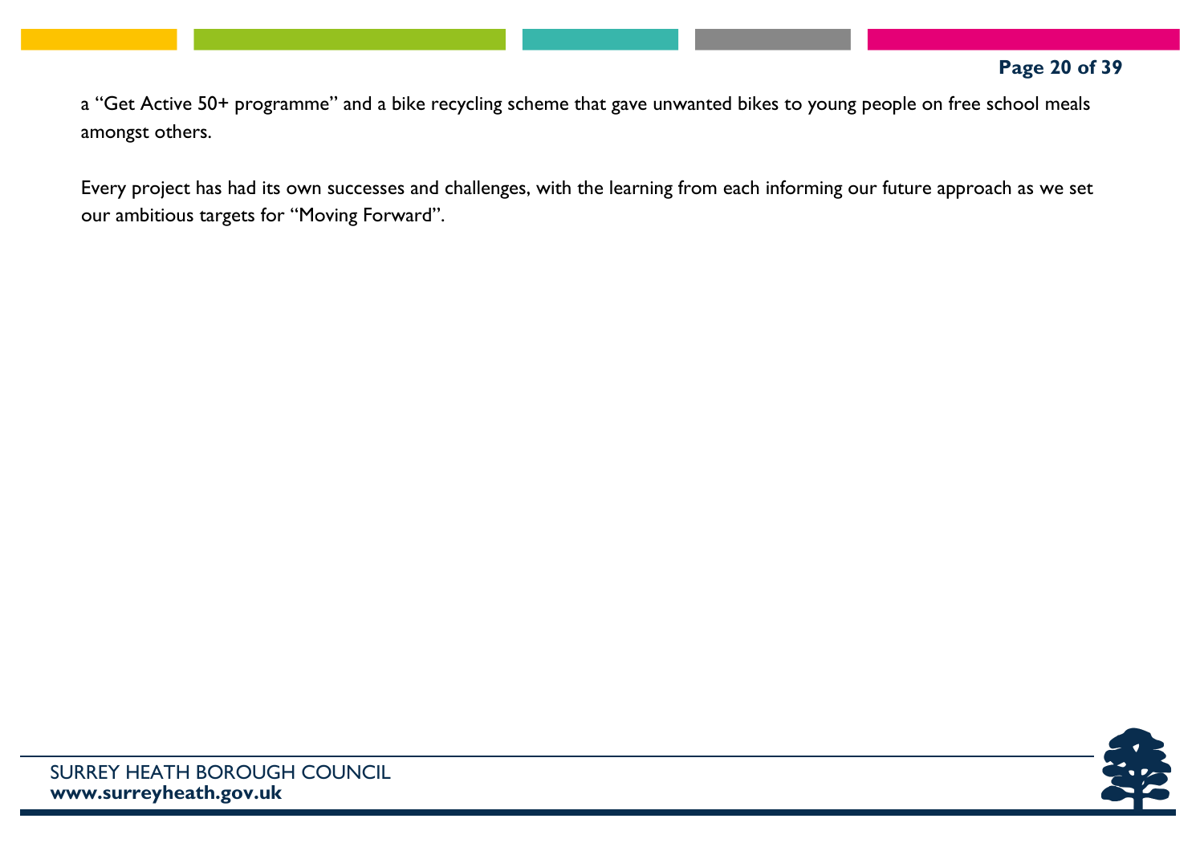a “Get Active 50+ programme” and a bike recycling scheme that gave unwanted bikes to young people on free school meals amongst others.

Every project has had its own successes and challenges, with the learning from each informing our future approach as we set our ambitious targets for “Moving Forward”.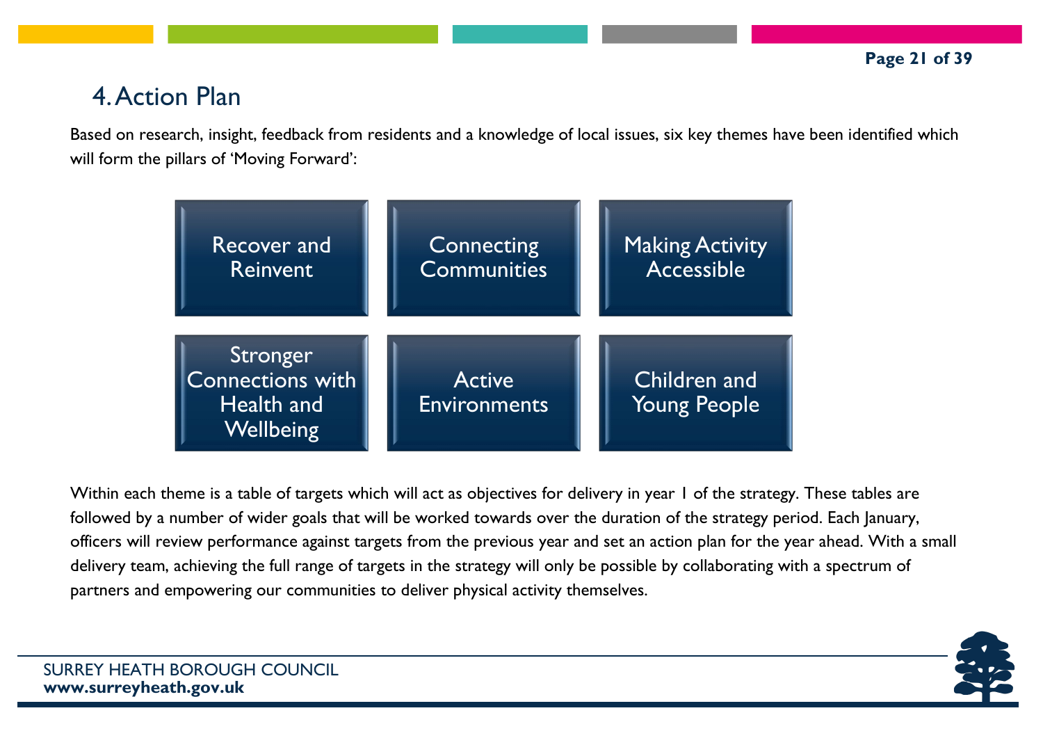# 4. Action Plan

Based on research, insight, feedback from residents and a knowledge of local issues, six key themes have been identified which will form the pillars of 'Moving Forward':

- Recover and Reinvent
- Connecting Communities
- Making Activity Accessible
- Stronger Connections with Health and Wellbeing
- Active Environments
- Children and Young People

Within each theme is a table of targets which will act as objectives for delivery in year 1 of the strategy. These tables are followed by a number of wider goals that will be worked towards over the duration of the strategy period. Each January, officers will review performance against targets from the previous year and set an action plan for the year ahead. With a small delivery team, achieving the full range of targets in the strategy will only be possible by collaborating with a spectrum of partners and empowering our communities to deliver physical activity themselves.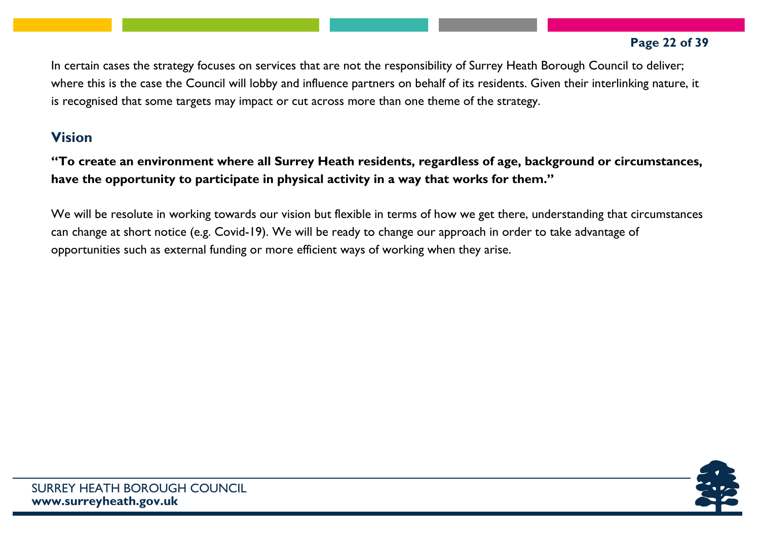In certain cases the strategy focuses on services that are not the responsibility of Surrey Heath Borough Council to deliver; where this is the case the Council will lobby and influence partners on behalf of its residents. Given their interlinking nature, it is recognised that some targets may impact or cut across more than one theme of the strategy.

## Vision

**"To create an environment where all Surrey Heath residents, regardless of age, background or circumstances, have the opportunity to participate in physical activity in a way that works for them."**

We will be resolute in working towards our vision but flexible in terms of how we get there, understanding that circumstances can change at short notice (e.g. Covid-19). We will be ready to change our approach in order to take advantage of opportunities such as external funding or more efficient ways of working when they arise.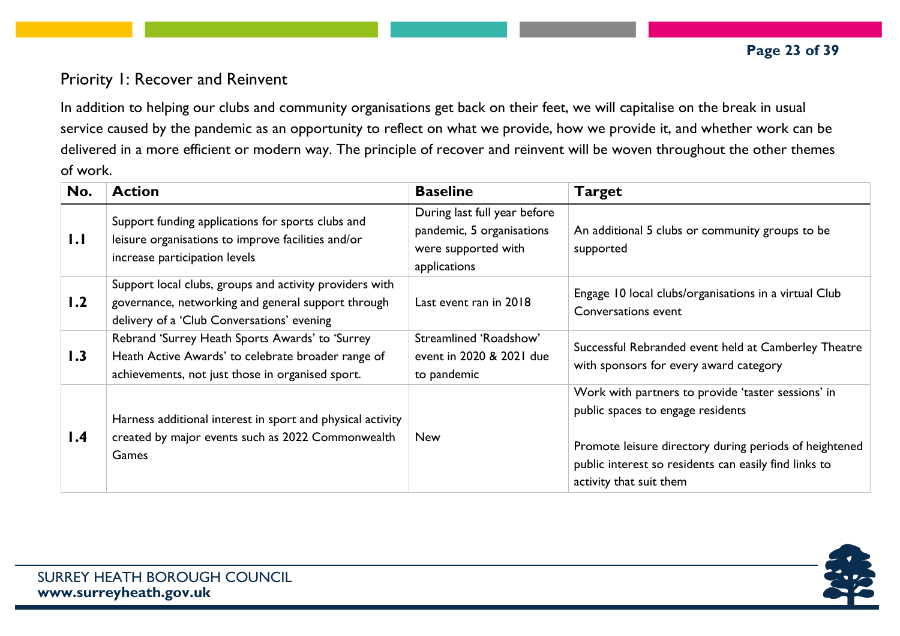## Priority 1: Recover and Reinvent

In addition to helping our clubs and community organisations get back on their feet, we will capitalise on the break in usual service caused by the pandemic as an opportunity to reflect on what we provide, how we provide it, and whether work can be delivered in a more efficient or modern way. The principle of recover and reinvent will be woven throughout the other themes of work.

| No. | Action | Baseline | Target |
|---|---|---|---|
| **1.1** | Support funding applications for sports clubs and leisure organisations to improve facilities and/or increase participation levels | During last full year before pandemic, 5 organisations were supported with applications | An additional 5 clubs or community groups to be supported |
| **1.2** | Support local clubs, groups and activity providers with governance, networking and general support through delivery of a 'Club Conversations' evening | Last event ran in 2018 | Engage 10 local clubs/organisations in a virtual Club Conversations event |
| **1.3** | Rebrand 'Surrey Heath Sports Awards' to 'Surrey Heath Active Awards' to celebrate broader range of achievements, not just those in organised sport. | Streamlined 'Roadshow' event in 2020 & 2021 due to pandemic | Successful Rebranded event held at Camberley Theatre with sponsors for every award category |
| **1.4** | Harness additional interest in sport and physical activity created by major events such as 2022 Commonwealth Games | New | Work with partners to provide 'taster sessions' in public spaces to engage residents<br><br>Promote leisure directory during periods of heightened public interest so residents can easily find links to activity that suit them |

SURREY HEATH BOROUGH COUNCIL
**www.surreyheath.gov.uk**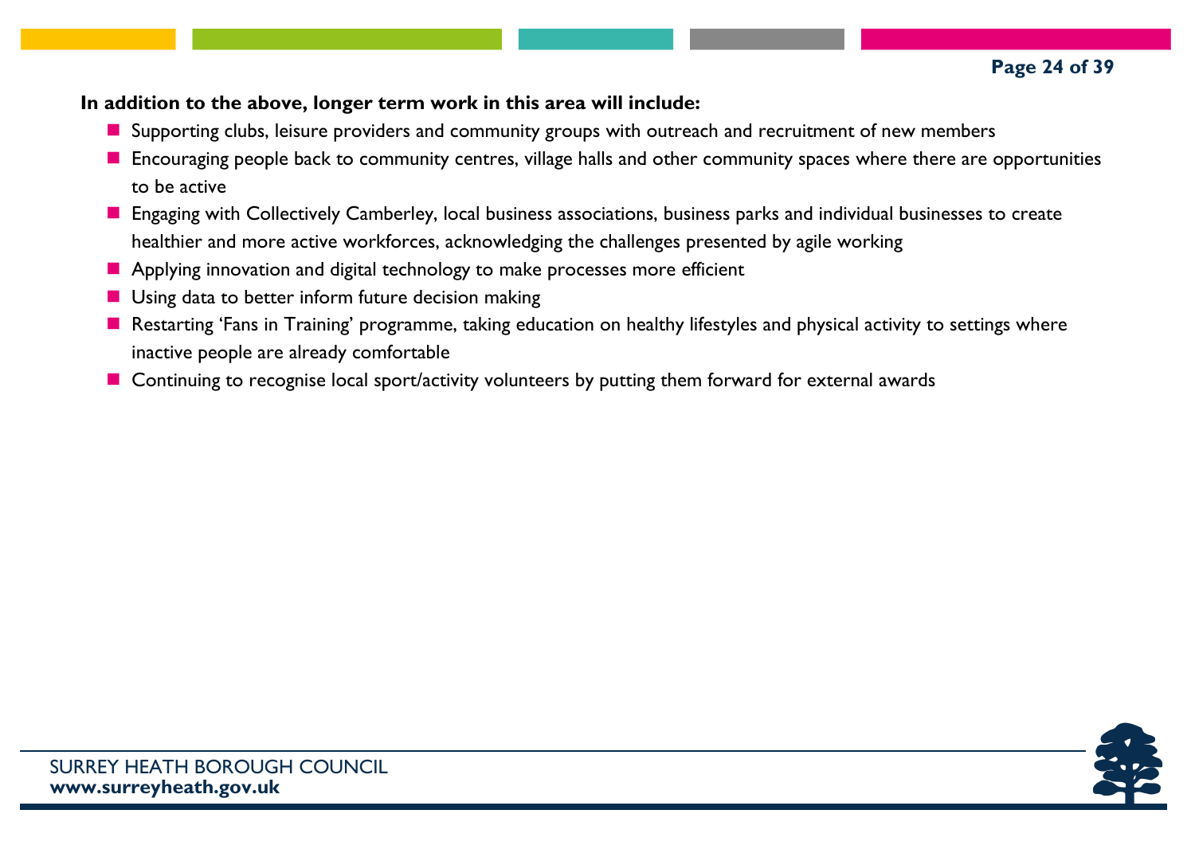**In addition to the above, longer term work in this area will include:**

- Supporting clubs, leisure providers and community groups with outreach and recruitment of new members
- Encouraging people back to community centres, village halls and other community spaces where there are opportunities to be active
- Engaging with Collectively Camberley, local business associations, business parks and individual businesses to create healthier and more active workforces, acknowledging the challenges presented by agile working
- Applying innovation and digital technology to make processes more efficient
- Using data to better inform future decision making
- Restarting 'Fans in Training' programme, taking education on healthy lifestyles and physical activity to settings where inactive people are already comfortable
- Continuing to recognise local sport/activity volunteers by putting them forward for external awards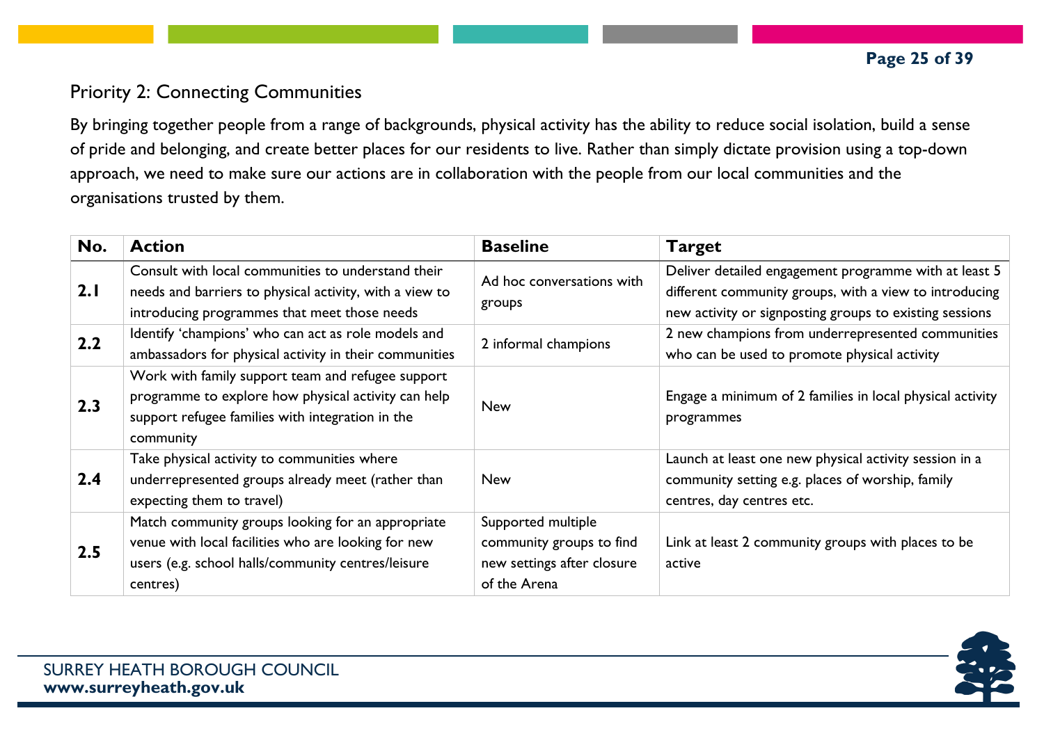## Priority 2: Connecting Communities

By bringing together people from a range of backgrounds, physical activity has the ability to reduce social isolation, build a sense of pride and belonging, and create better places for our residents to live. Rather than simply dictate provision using a top-down approach, we need to make sure our actions are in collaboration with the people from our local communities and the organisations trusted by them.

| No. | Action | Baseline | Target |
|---|---|---|---|
| 2.1 | Consult with local communities to understand their needs and barriers to physical activity, with a view to introducing programmes that meet those needs | Ad hoc conversations with groups | Deliver detailed engagement programme with at least 5 different community groups, with a view to introducing new activity or signposting groups to existing sessions |
| 2.2 | Identify 'champions' who can act as role models and ambassadors for physical activity in their communities | 2 informal champions | 2 new champions from underrepresented communities who can be used to promote physical activity |
| 2.3 | Work with family support team and refugee support programme to explore how physical activity can help support refugee families with integration in the community | New | Engage a minimum of 2 families in local physical activity programmes |
| 2.4 | Take physical activity to communities where underrepresented groups already meet (rather than expecting them to travel) | New | Launch at least one new physical activity session in a community setting e.g. places of worship, family centres, day centres etc. |
| 2.5 | Match community groups looking for an appropriate venue with local facilities who are looking for new users (e.g. school halls/community centres/leisure centres) | Supported multiple community groups to find new settings after closure of the Arena | Link at least 2 community groups with places to be active |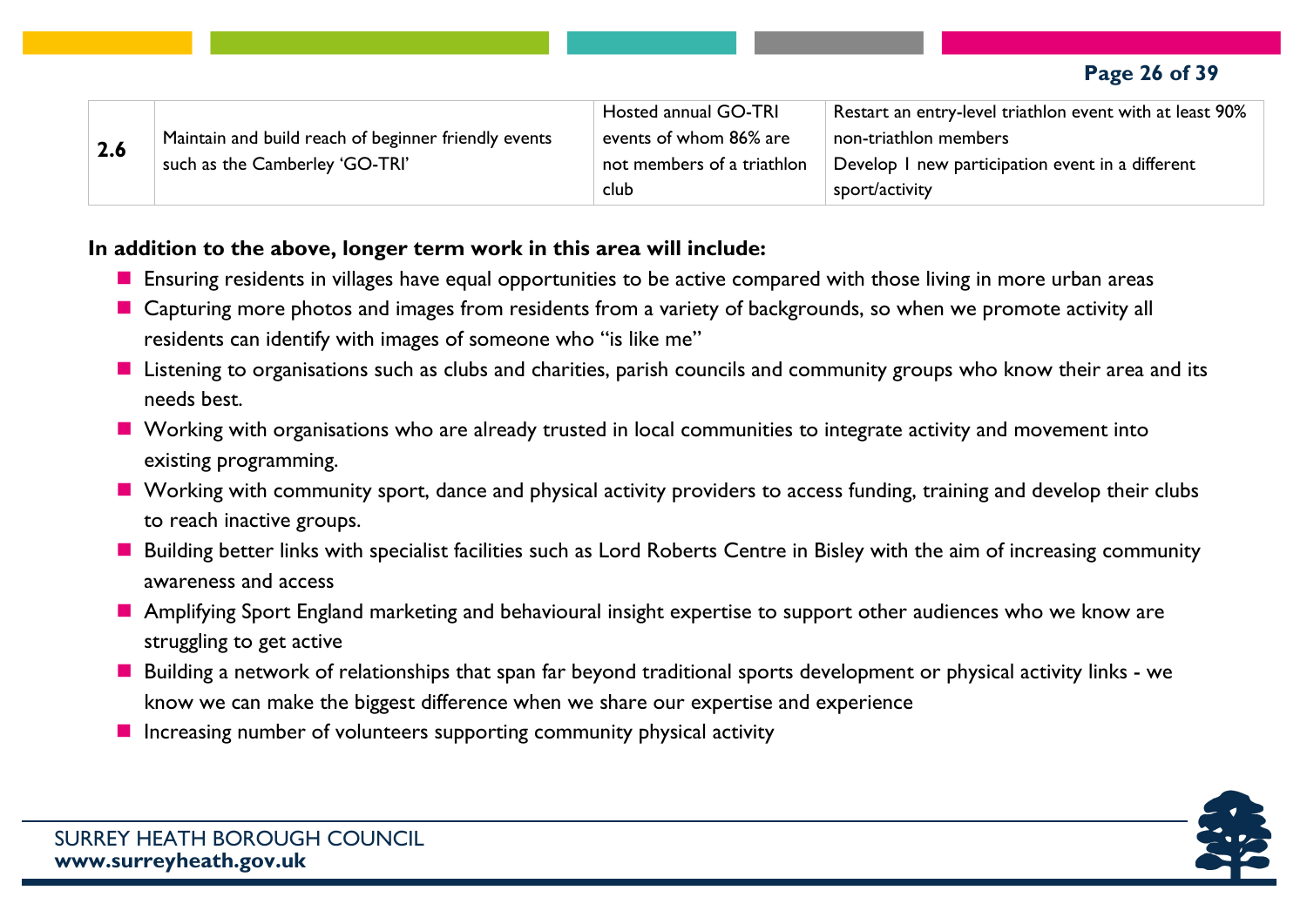| 2.6 | Maintain and build reach of beginner friendly events such as the Camberley 'GO-TRI' | Hosted annual GO-TRI events of whom 86% are not members of a triathlon club | Restart an entry-level triathlon event with at least 90% non-triathlon members<br>Develop 1 new participation event in a different sport/activity |
|---|---|---|---|

**In addition to the above, longer term work in this area will include:**

- Ensuring residents in villages have equal opportunities to be active compared with those living in more urban areas
- Capturing more photos and images from residents from a variety of backgrounds, so when we promote activity all residents can identify with images of someone who "is like me"
- Listening to organisations such as clubs and charities, parish councils and community groups who know their area and its needs best.
- Working with organisations who are already trusted in local communities to integrate activity and movement into existing programming.
- Working with community sport, dance and physical activity providers to access funding, training and develop their clubs to reach inactive groups.
- Building better links with specialist facilities such as Lord Roberts Centre in Bisley with the aim of increasing community awareness and access
- Amplifying Sport England marketing and behavioural insight expertise to support other audiences who we know are struggling to get active
- Building a network of relationships that span far beyond traditional sports development or physical activity links - we know we can make the biggest difference when we share our expertise and experience
- Increasing number of volunteers supporting community physical activity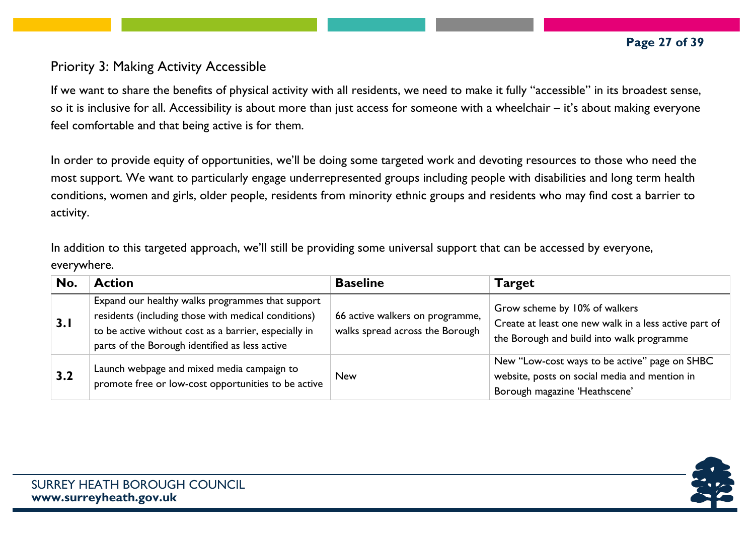## Priority 3: Making Activity Accessible

If we want to share the benefits of physical activity with all residents, we need to make it fully "accessible" in its broadest sense, so it is inclusive for all. Accessibility is about more than just access for someone with a wheelchair – it's about making everyone feel comfortable and that being active is for them.

In order to provide equity of opportunities, we'll be doing some targeted work and devoting resources to those who need the most support. We want to particularly engage underrepresented groups including people with disabilities and long term health conditions, women and girls, older people, residents from minority ethnic groups and residents who may find cost a barrier to activity.

In addition to this targeted approach, we'll still be providing some universal support that can be accessed by everyone, everywhere.

| No. | Action | Baseline | Target |
|---|---|---|---|
| **3.1** | Expand our healthy walks programmes that support residents (including those with medical conditions) to be active without cost as a barrier, especially in parts of the Borough identified as less active | 66 active walkers on programme, walks spread across the Borough | Grow scheme by 10% of walkers<br>Create at least one new walk in a less active part of the Borough and build into walk programme |
| **3.2** | Launch webpage and mixed media campaign to promote free or low-cost opportunities to be active | New | New "Low-cost ways to be active" page on SHBC website, posts on social media and mention in Borough magazine 'Heathscene' |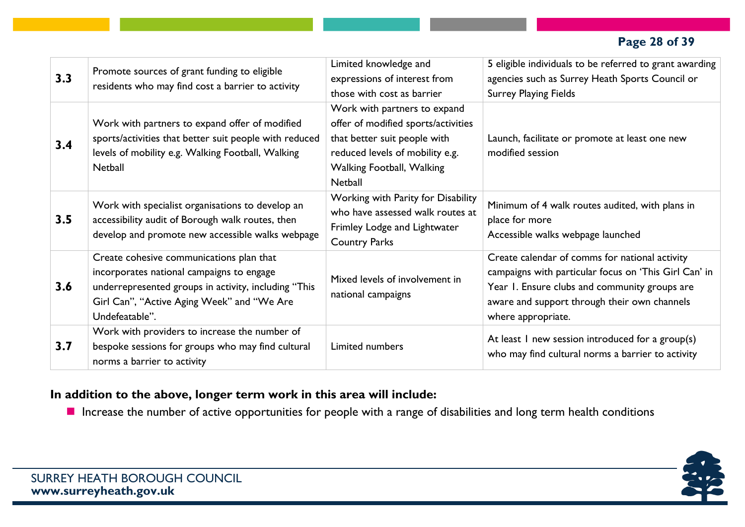| | | | |
|---|---|---|---|
| **3.3** | Promote sources of grant funding to eligible residents who may find cost a barrier to activity | Limited knowledge and expressions of interest from those with cost as barrier | 5 eligible individuals to be referred to grant awarding agencies such as Surrey Heath Sports Council or Surrey Playing Fields |
| **3.4** | Work with partners to expand offer of modified sports/activities that better suit people with reduced levels of mobility e.g. Walking Football, Walking Netball | Work with partners to expand offer of modified sports/activities that better suit people with reduced levels of mobility e.g. Walking Football, Walking Netball | Launch, facilitate or promote at least one new modified session |
| **3.5** | Work with specialist organisations to develop an accessibility audit of Borough walk routes, then develop and promote new accessible walks webpage | Working with Parity for Disability who have assessed walk routes at Frimley Lodge and Lightwater Country Parks | Minimum of 4 walk routes audited, with plans in place for more<br>Accessible walks webpage launched |
| **3.6** | Create cohesive communications plan that incorporates national campaigns to engage underrepresented groups in activity, including "This Girl Can", "Active Aging Week" and "We Are Undefeatable". | Mixed levels of involvement in national campaigns | Create calendar of comms for national activity campaigns with particular focus on 'This Girl Can' in Year 1. Ensure clubs and community groups are aware and support through their own channels where appropriate. |
| **3.7** | Work with providers to increase the number of bespoke sessions for groups who may find cultural norms a barrier to activity | Limited numbers | At least 1 new session introduced for a group(s) who may find cultural norms a barrier to activity |

**In addition to the above, longer term work in this area will include:**

- Increase the number of active opportunities for people with a range of disabilities and long term health conditions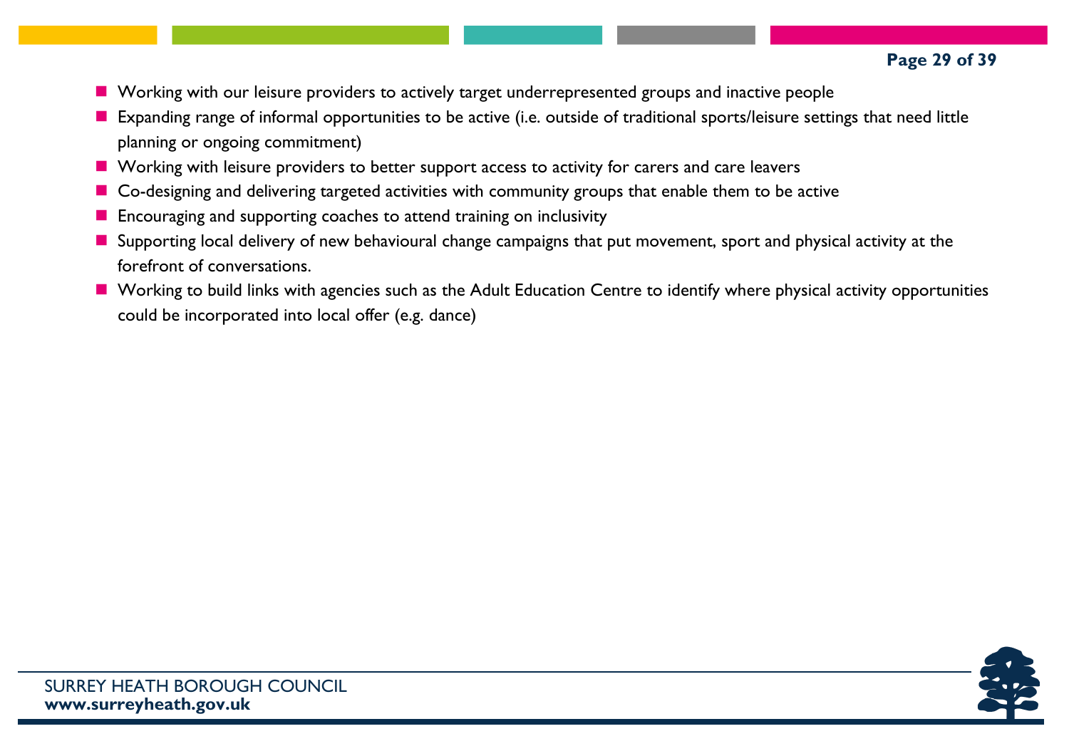- Working with our leisure providers to actively target underrepresented groups and inactive people
- Expanding range of informal opportunities to be active (i.e. outside of traditional sports/leisure settings that need little planning or ongoing commitment)
- Working with leisure providers to better support access to activity for carers and care leavers
- Co-designing and delivering targeted activities with community groups that enable them to be active
- Encouraging and supporting coaches to attend training on inclusivity
- Supporting local delivery of new behavioural change campaigns that put movement, sport and physical activity at the forefront of conversations.
- Working to build links with agencies such as the Adult Education Centre to identify where physical activity opportunities could be incorporated into local offer (e.g. dance)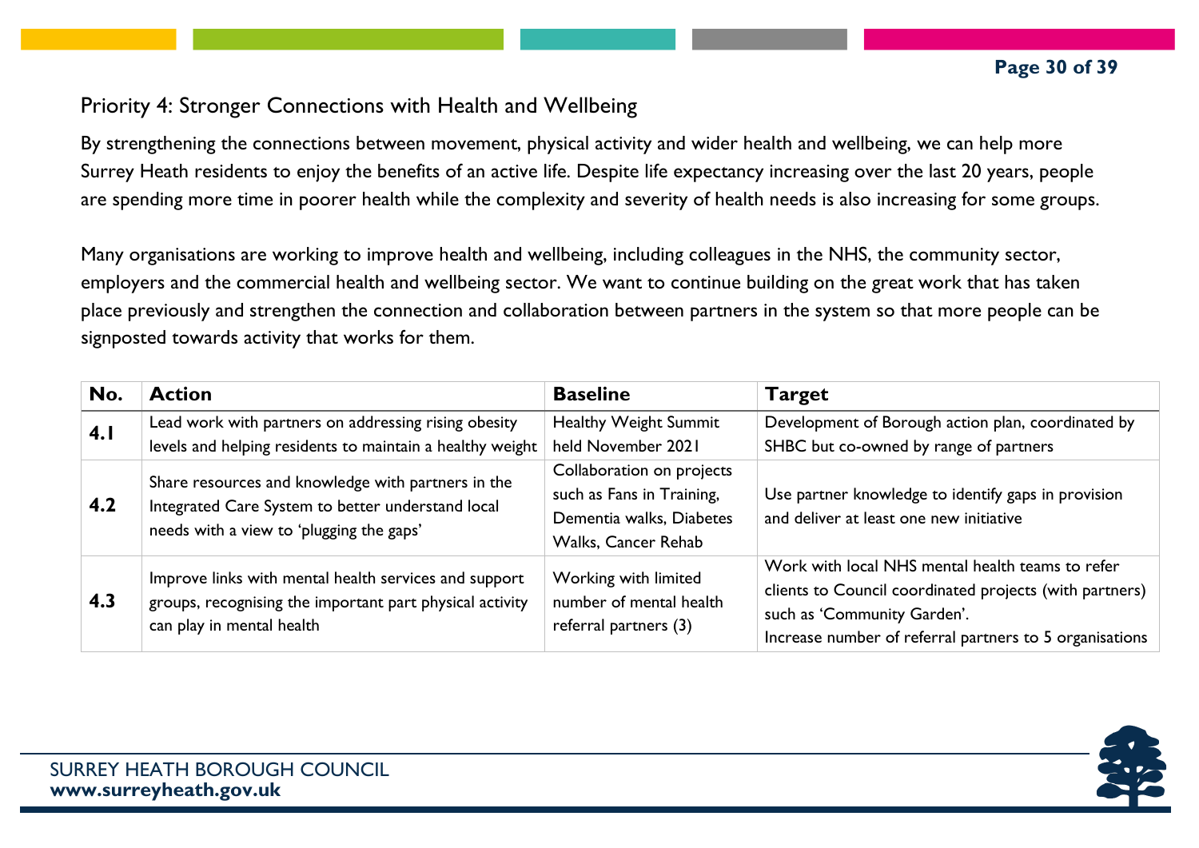## Priority 4: Stronger Connections with Health and Wellbeing

By strengthening the connections between movement, physical activity and wider health and wellbeing, we can help more Surrey Heath residents to enjoy the benefits of an active life. Despite life expectancy increasing over the last 20 years, people are spending more time in poorer health while the complexity and severity of health needs is also increasing for some groups.

Many organisations are working to improve health and wellbeing, including colleagues in the NHS, the community sector, employers and the commercial health and wellbeing sector. We want to continue building on the great work that has taken place previously and strengthen the connection and collaboration between partners in the system so that more people can be signposted towards activity that works for them.

| No. | Action | Baseline | Target |
|---|---|---|---|
| 4.1 | Lead work with partners on addressing rising obesity levels and helping residents to maintain a healthy weight | Healthy Weight Summit held November 2021 | Development of Borough action plan, coordinated by SHBC but co-owned by range of partners |
| 4.2 | Share resources and knowledge with partners in the Integrated Care System to better understand local needs with a view to 'plugging the gaps' | Collaboration on projects such as Fans in Training, Dementia walks, Diabetes Walks, Cancer Rehab | Use partner knowledge to identify gaps in provision and deliver at least one new initiative |
| 4.3 | Improve links with mental health services and support groups, recognising the important part physical activity can play in mental health | Working with limited number of mental health referral partners (3) | Work with local NHS mental health teams to refer clients to Council coordinated projects (with partners) such as 'Community Garden'.<br>Increase number of referral partners to 5 organisations |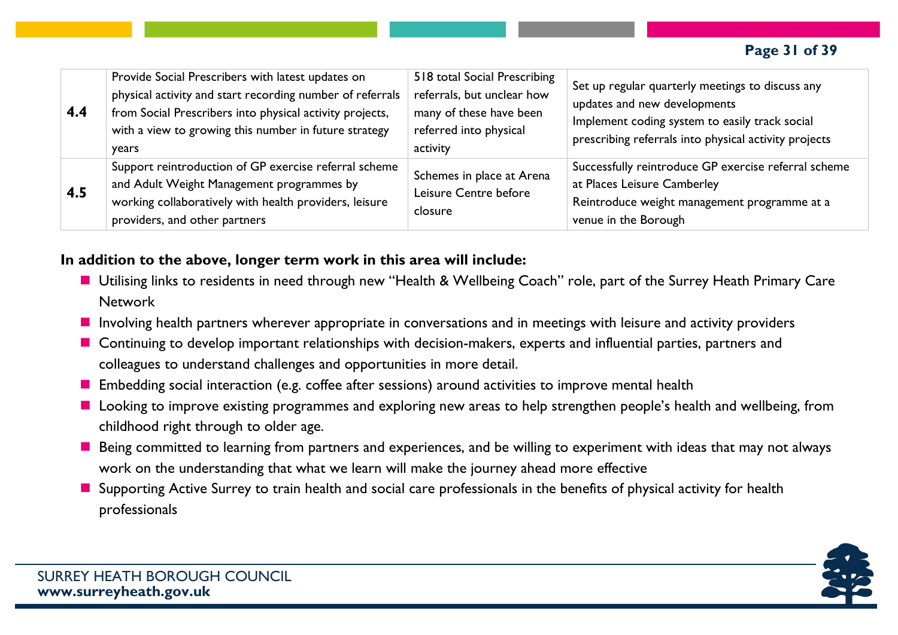| | | | |
|---|---|---|---|
| **4.4** | Provide Social Prescribers with latest updates on physical activity and start recording number of referrals from Social Prescribers into physical activity projects, with a view to growing this number in future strategy years | 518 total Social Prescribing referrals, but unclear how many of these have been referred into physical activity | Set up regular quarterly meetings to discuss any updates and new developments<br>Implement coding system to easily track social prescribing referrals into physical activity projects |
| **4.5** | Support reintroduction of GP exercise referral scheme and Adult Weight Management programmes by working collaboratively with health providers, leisure providers, and other partners | Schemes in place at Arena Leisure Centre before closure | Successfully reintroduce GP exercise referral scheme at Places Leisure Camberley<br>Reintroduce weight management programme at a venue in the Borough |

**In addition to the above, longer term work in this area will include:**

- Utilising links to residents in need through new "Health & Wellbeing Coach" role, part of the Surrey Heath Primary Care Network
- Involving health partners wherever appropriate in conversations and in meetings with leisure and activity providers
- Continuing to develop important relationships with decision-makers, experts and influential parties, partners and colleagues to understand challenges and opportunities in more detail.
- Embedding social interaction (e.g. coffee after sessions) around activities to improve mental health
- Looking to improve existing programmes and exploring new areas to help strengthen people's health and wellbeing, from childhood right through to older age.
- Being committed to learning from partners and experiences, and be willing to experiment with ideas that may not always work on the understanding that what we learn will make the journey ahead more effective
- Supporting Active Surrey to train health and social care professionals in the benefits of physical activity for health professionals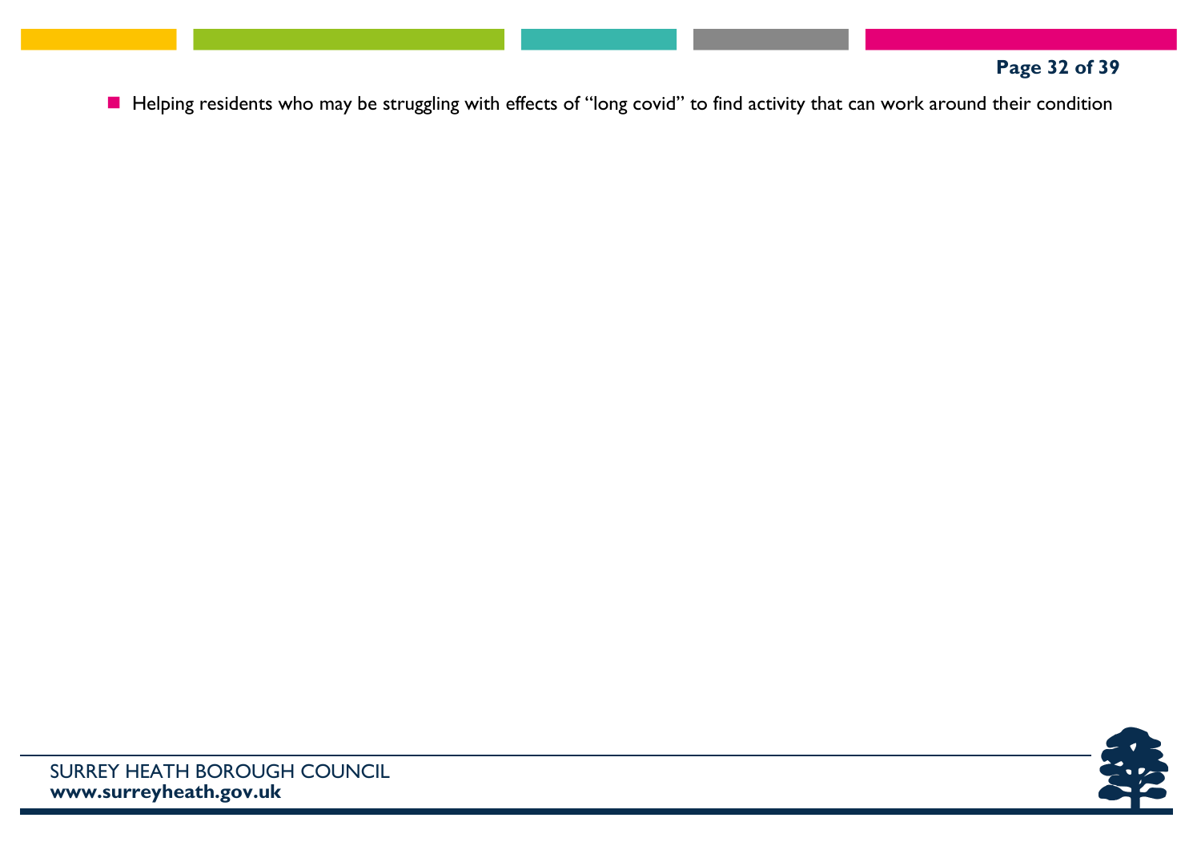- Helping residents who may be struggling with effects of “long covid” to find activity that can work around their condition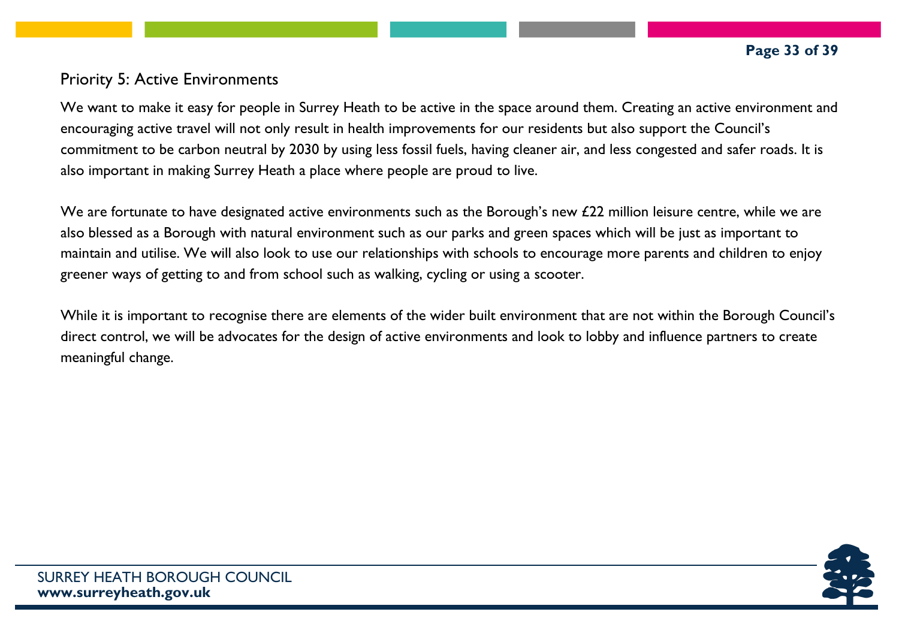## Priority 5: Active Environments

We want to make it easy for people in Surrey Heath to be active in the space around them. Creating an active environment and encouraging active travel will not only result in health improvements for our residents but also support the Council's commitment to be carbon neutral by 2030 by using less fossil fuels, having cleaner air, and less congested and safer roads. It is also important in making Surrey Heath a place where people are proud to live.

We are fortunate to have designated active environments such as the Borough's new £22 million leisure centre, while we are also blessed as a Borough with natural environment such as our parks and green spaces which will be just as important to maintain and utilise. We will also look to use our relationships with schools to encourage more parents and children to enjoy greener ways of getting to and from school such as walking, cycling or using a scooter.

While it is important to recognise there are elements of the wider built environment that are not within the Borough Council's direct control, we will be advocates for the design of active environments and look to lobby and influence partners to create meaningful change.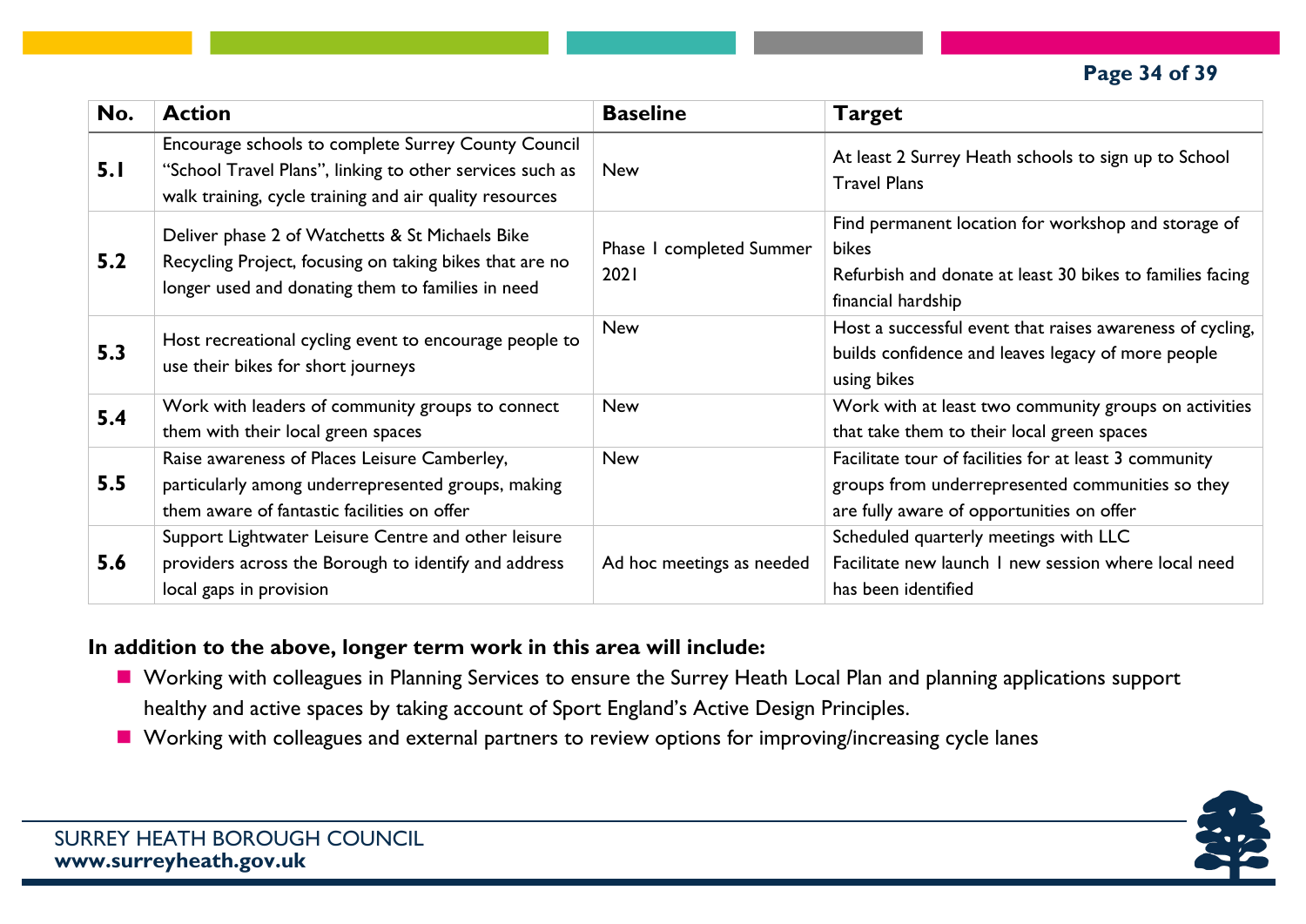| No. | Action | Baseline | Target |
|---|---|---|---|
| 5.1 | Encourage schools to complete Surrey County Council "School Travel Plans", linking to other services such as walk training, cycle training and air quality resources | New | At least 2 Surrey Heath schools to sign up to School Travel Plans |
| 5.2 | Deliver phase 2 of Watchetts & St Michaels Bike Recycling Project, focusing on taking bikes that are no longer used and donating them to families in need | Phase 1 completed Summer 2021 | Find permanent location for workshop and storage of bikes<br>Refurbish and donate at least 30 bikes to families facing financial hardship |
| 5.3 | Host recreational cycling event to encourage people to use their bikes for short journeys | New | Host a successful event that raises awareness of cycling, builds confidence and leaves legacy of more people using bikes |
| 5.4 | Work with leaders of community groups to connect them with their local green spaces | New | Work with at least two community groups on activities that take them to their local green spaces |
| 5.5 | Raise awareness of Places Leisure Camberley, particularly among underrepresented groups, making them aware of fantastic facilities on offer | New | Facilitate tour of facilities for at least 3 community groups from underrepresented communities so they are fully aware of opportunities on offer |
| 5.6 | Support Lightwater Leisure Centre and other leisure providers across the Borough to identify and address local gaps in provision | Ad hoc meetings as needed | Scheduled quarterly meetings with LLC<br>Facilitate new launch 1 new session where local need has been identified |

**In addition to the above, longer term work in this area will include:**

- Working with colleagues in Planning Services to ensure the Surrey Heath Local Plan and planning applications support healthy and active spaces by taking account of Sport England's Active Design Principles.
- Working with colleagues and external partners to review options for improving/increasing cycle lanes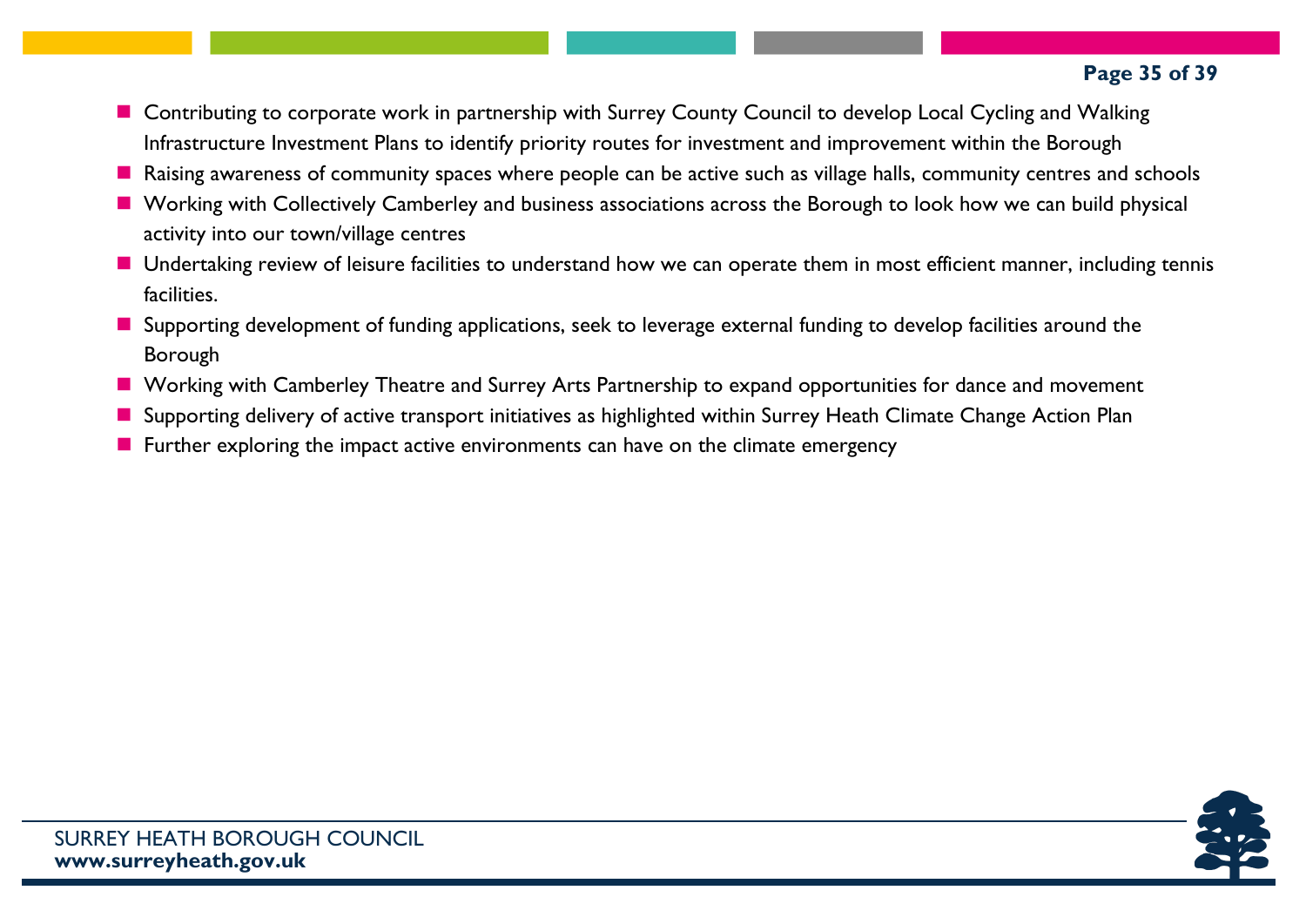- Contributing to corporate work in partnership with Surrey County Council to develop Local Cycling and Walking Infrastructure Investment Plans to identify priority routes for investment and improvement within the Borough
- Raising awareness of community spaces where people can be active such as village halls, community centres and schools
- Working with Collectively Camberley and business associations across the Borough to look how we can build physical activity into our town/village centres
- Undertaking review of leisure facilities to understand how we can operate them in most efficient manner, including tennis facilities.
- Supporting development of funding applications, seek to leverage external funding to develop facilities around the Borough
- Working with Camberley Theatre and Surrey Arts Partnership to expand opportunities for dance and movement
- Supporting delivery of active transport initiatives as highlighted within Surrey Heath Climate Change Action Plan
- Further exploring the impact active environments can have on the climate emergency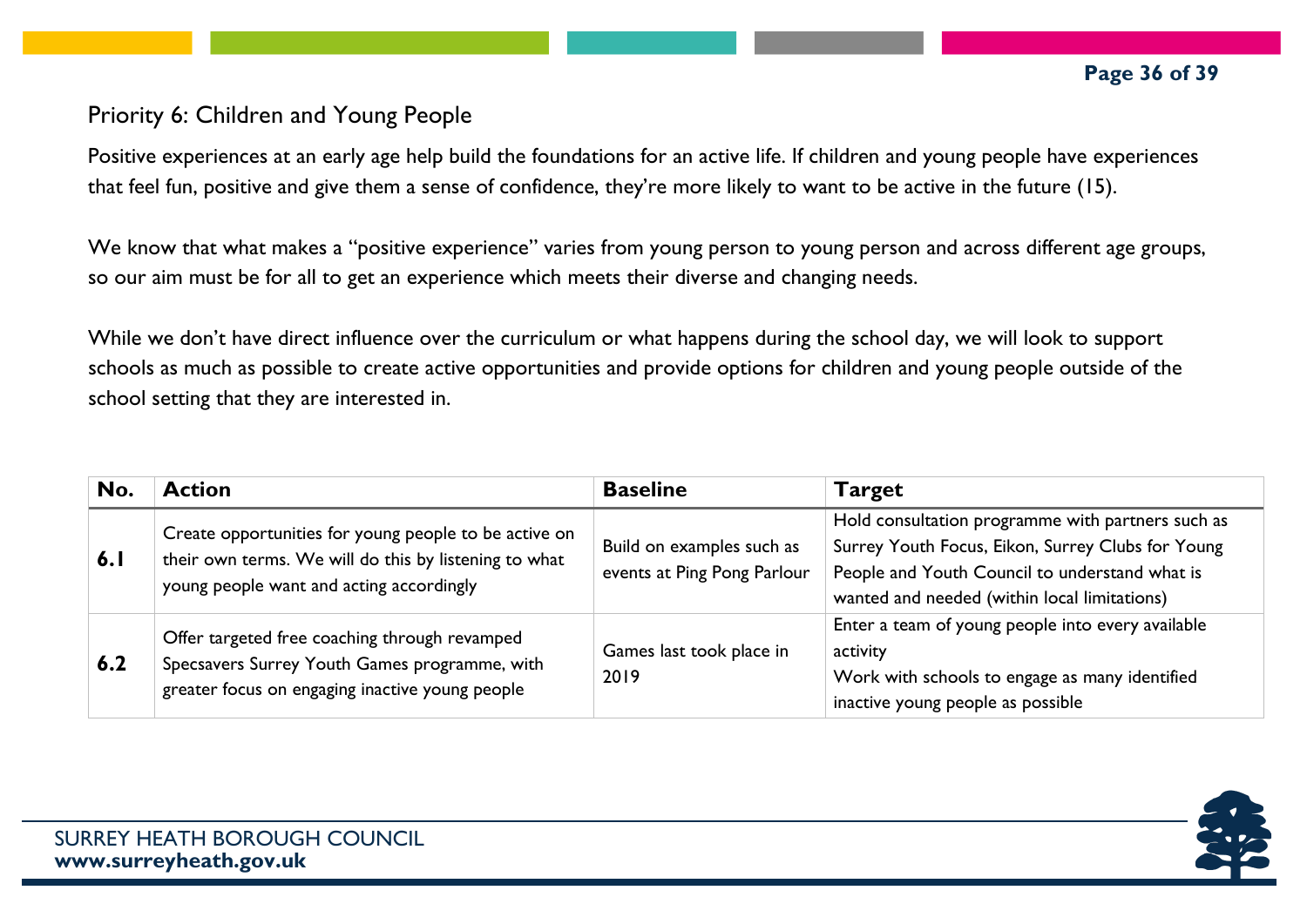## Priority 6: Children and Young People

Positive experiences at an early age help build the foundations for an active life. If children and young people have experiences that feel fun, positive and give them a sense of confidence, they're more likely to want to be active in the future (15).

We know that what makes a "positive experience" varies from young person to young person and across different age groups, so our aim must be for all to get an experience which meets their diverse and changing needs.

While we don't have direct influence over the curriculum or what happens during the school day, we will look to support schools as much as possible to create active opportunities and provide options for children and young people outside of the school setting that they are interested in.

| No. | Action | Baseline | Target |
|---|---|---|---|
| **6.1** | Create opportunities for young people to be active on their own terms. We will do this by listening to what young people want and acting accordingly | Build on examples such as events at Ping Pong Parlour | Hold consultation programme with partners such as Surrey Youth Focus, Eikon, Surrey Clubs for Young People and Youth Council to understand what is wanted and needed (within local limitations) |
| **6.2** | Offer targeted free coaching through revamped Specsavers Surrey Youth Games programme, with greater focus on engaging inactive young people | Games last took place in 2019 | Enter a team of young people into every available activity<br>Work with schools to engage as many identified inactive young people as possible |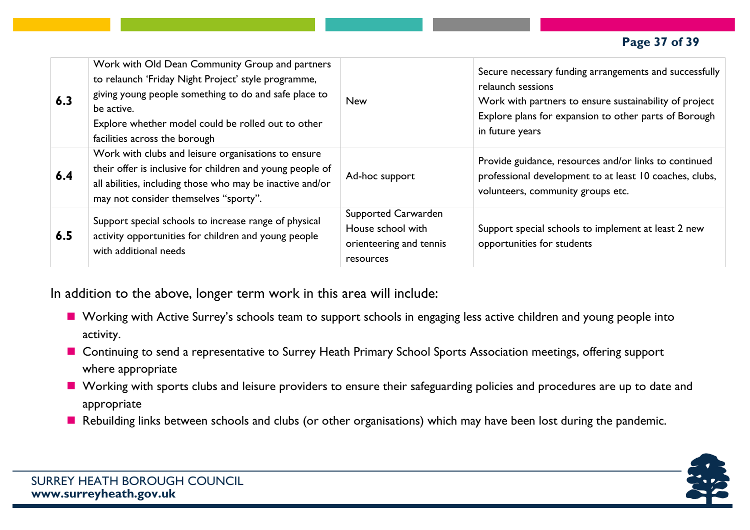| | | | |
|---|---|---|---|
| **6.3** | Work with Old Dean Community Group and partners to relaunch 'Friday Night Project' style programme, giving young people something to do and safe place to be active.<br>Explore whether model could be rolled out to other facilities across the borough | New | Secure necessary funding arrangements and successfully relaunch sessions<br>Work with partners to ensure sustainability of project<br>Explore plans for expansion to other parts of Borough in future years |
| **6.4** | Work with clubs and leisure organisations to ensure their offer is inclusive for children and young people of all abilities, including those who may be inactive and/or may not consider themselves "sporty". | Ad-hoc support | Provide guidance, resources and/or links to continued professional development to at least 10 coaches, clubs, volunteers, community groups etc. |
| **6.5** | Support special schools to increase range of physical activity opportunities for children and young people with additional needs | Supported Carwarden House school with orienteering and tennis resources | Support special schools to implement at least 2 new opportunities for students |

In addition to the above, longer term work in this area will include:

- Working with Active Surrey's schools team to support schools in engaging less active children and young people into activity.
- Continuing to send a representative to Surrey Heath Primary School Sports Association meetings, offering support where appropriate
- Working with sports clubs and leisure providers to ensure their safeguarding policies and procedures are up to date and appropriate
- Rebuilding links between schools and clubs (or other organisations) which may have been lost during the pandemic.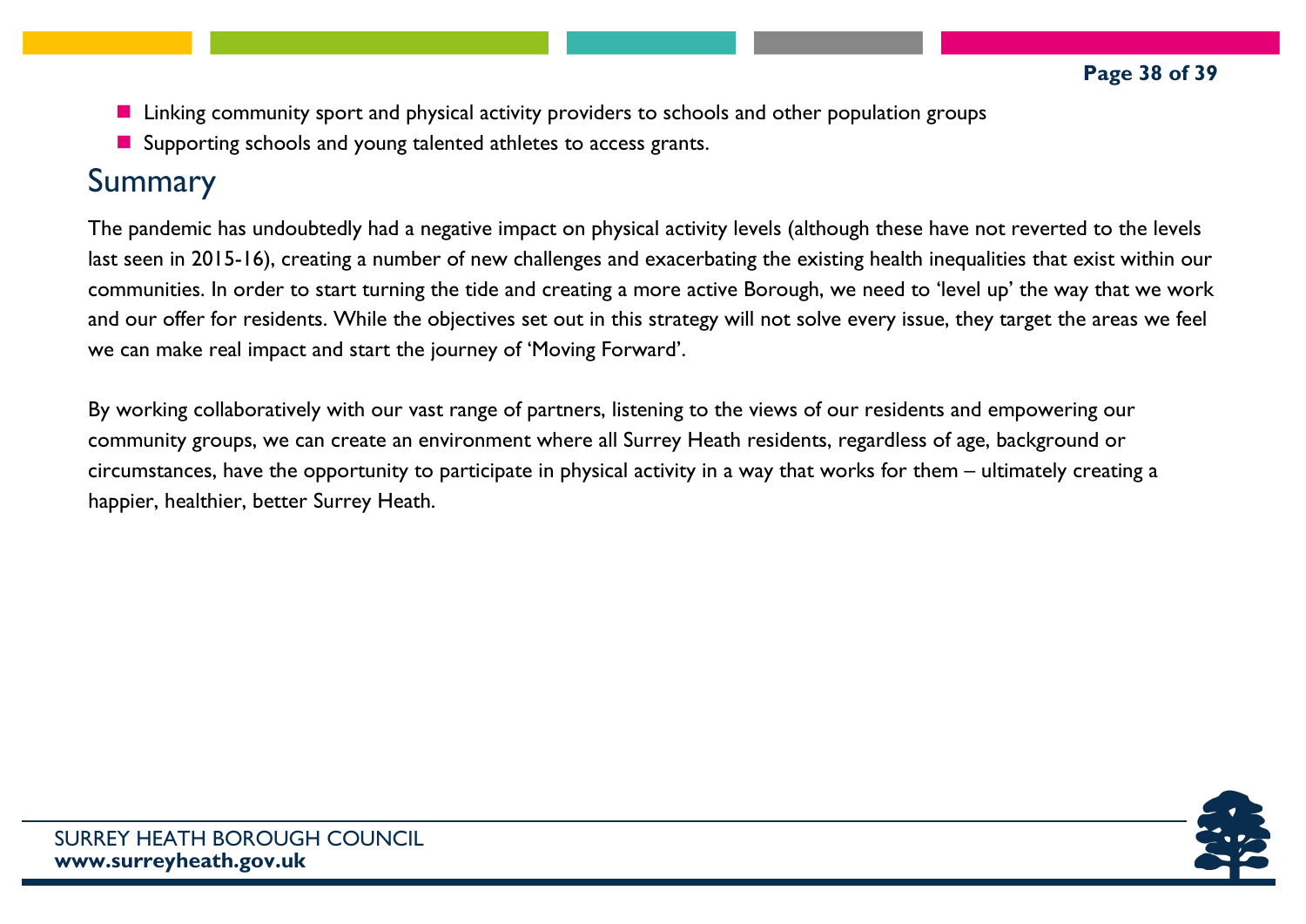- Linking community sport and physical activity providers to schools and other population groups
- Supporting schools and young talented athletes to access grants.

## Summary

The pandemic has undoubtedly had a negative impact on physical activity levels (although these have not reverted to the levels last seen in 2015-16), creating a number of new challenges and exacerbating the existing health inequalities that exist within our communities. In order to start turning the tide and creating a more active Borough, we need to 'level up' the way that we work and our offer for residents. While the objectives set out in this strategy will not solve every issue, they target the areas we feel we can make real impact and start the journey of 'Moving Forward'.

By working collaboratively with our vast range of partners, listening to the views of our residents and empowering our community groups, we can create an environment where all Surrey Heath residents, regardless of age, background or circumstances, have the opportunity to participate in physical activity in a way that works for them – ultimately creating a happier, healthier, better Surrey Heath.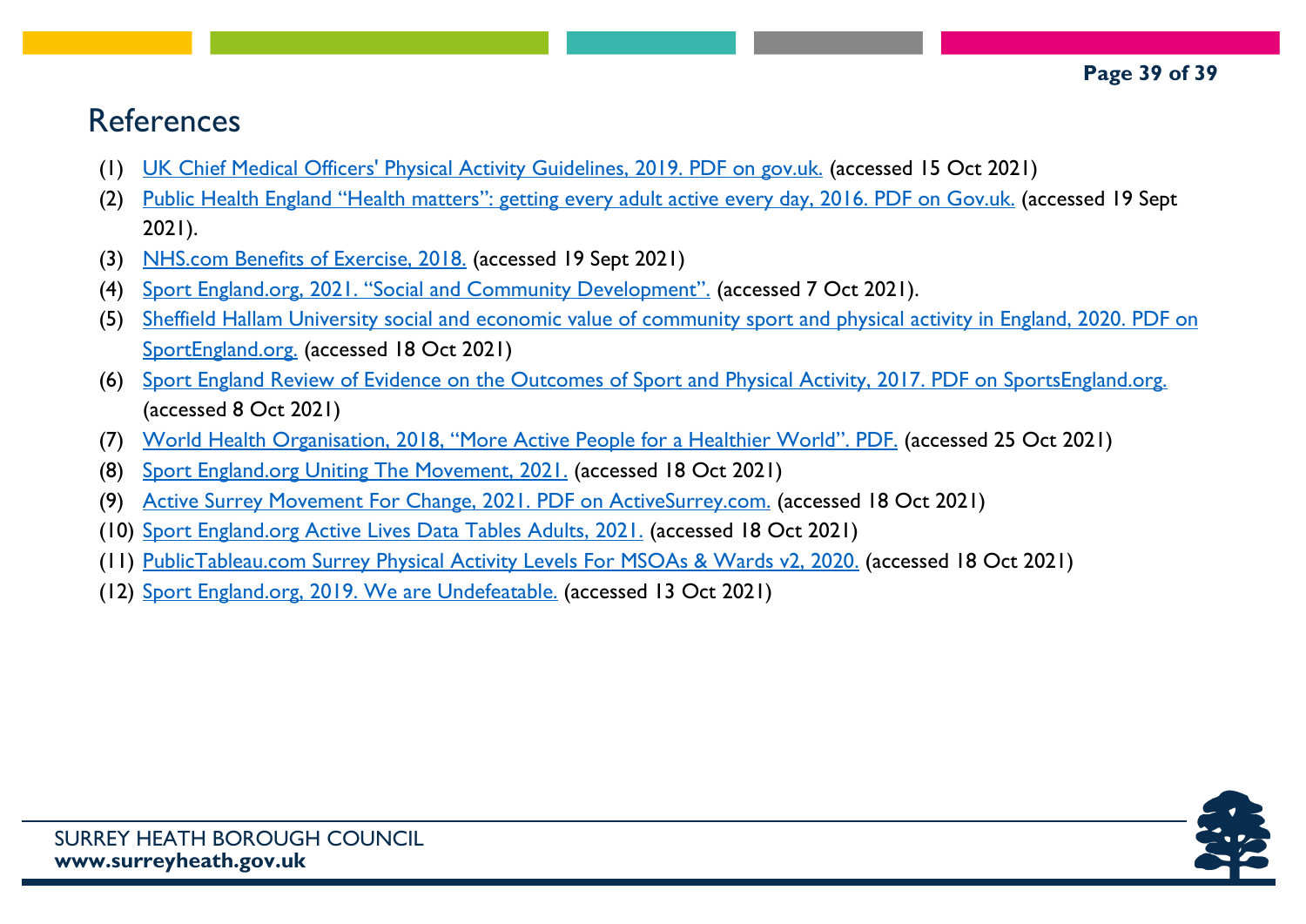# References

(1) UK Chief Medical Officers' Physical Activity Guidelines, 2019. PDF on gov.uk. (accessed 15 Oct 2021)

(2) Public Health England "Health matters": getting every adult active every day, 2016. PDF on Gov.uk. (accessed 19 Sept 2021).

(3) NHS.com Benefits of Exercise, 2018. (accessed 19 Sept 2021)

(4) Sport England.org, 2021. "Social and Community Development". (accessed 7 Oct 2021).

(5) Sheffield Hallam University social and economic value of community sport and physical activity in England, 2020. PDF on SportEngland.org. (accessed 18 Oct 2021)

(6) Sport England Review of Evidence on the Outcomes of Sport and Physical Activity, 2017. PDF on SportsEngland.org. (accessed 8 Oct 2021)

(7) World Health Organisation, 2018, "More Active People for a Healthier World". PDF. (accessed 25 Oct 2021)

(8) Sport England.org Uniting The Movement, 2021. (accessed 18 Oct 2021)

(9) Active Surrey Movement For Change, 2021. PDF on ActiveSurrey.com. (accessed 18 Oct 2021)

(10) Sport England.org Active Lives Data Tables Adults, 2021. (accessed 18 Oct 2021)

(11) PublicTableau.com Surrey Physical Activity Levels For MSOAs & Wards v2, 2020. (accessed 18 Oct 2021)

(12) Sport England.org, 2019. We are Undefeatable. (accessed 13 Oct 2021)